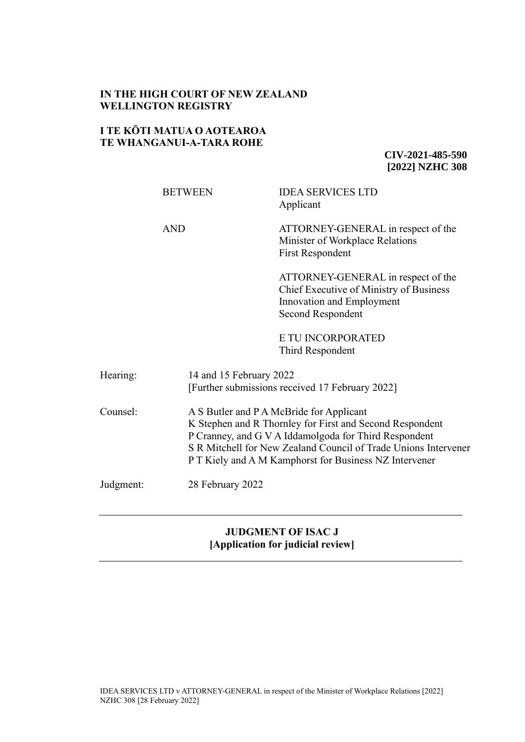**IN THE HIGH COURT OF NEW ZEALAND**
**WELLINGTON REGISTRY**

**I TE KŌTI MATUA O AOTEAROA**
**TE WHANGANUI-A-TARA ROHE**

**CIV-2021-485-590**
**[2022] NZHC 308**

| | |
|---|---|
| BETWEEN | IDEA SERVICES LTD<br>Applicant |
| AND | ATTORNEY-GENERAL in respect of the Minister of Workplace Relations<br>First Respondent |
| | ATTORNEY-GENERAL in respect of the Chief Executive of Ministry of Business Innovation and Employment<br>Second Respondent |
| | E TU INCORPORATED<br>Third Respondent |

| | |
|---|---|
| Hearing: | 14 and 15 February 2022<br>[Further submissions received 17 February 2022] |
| Counsel: | A S Butler and P A McBride for Applicant<br>K Stephen and R Thornley for First and Second Respondent<br>P Cranney, and G V A Iddamolgoda for Third Respondent<br>S R Mitchell for New Zealand Council of Trade Unions Intervener<br>P T Kiely and A M Kamphorst for Business NZ Intervener |
| Judgment: | 28 February 2022 |

---

**JUDGMENT OF ISAC J**
**[Application for judicial review]**

---

IDEA SERVICES LTD v ATTORNEY-GENERAL in respect of the Minister of Workplace Relations [2022] NZHC 308 [28 February 2022]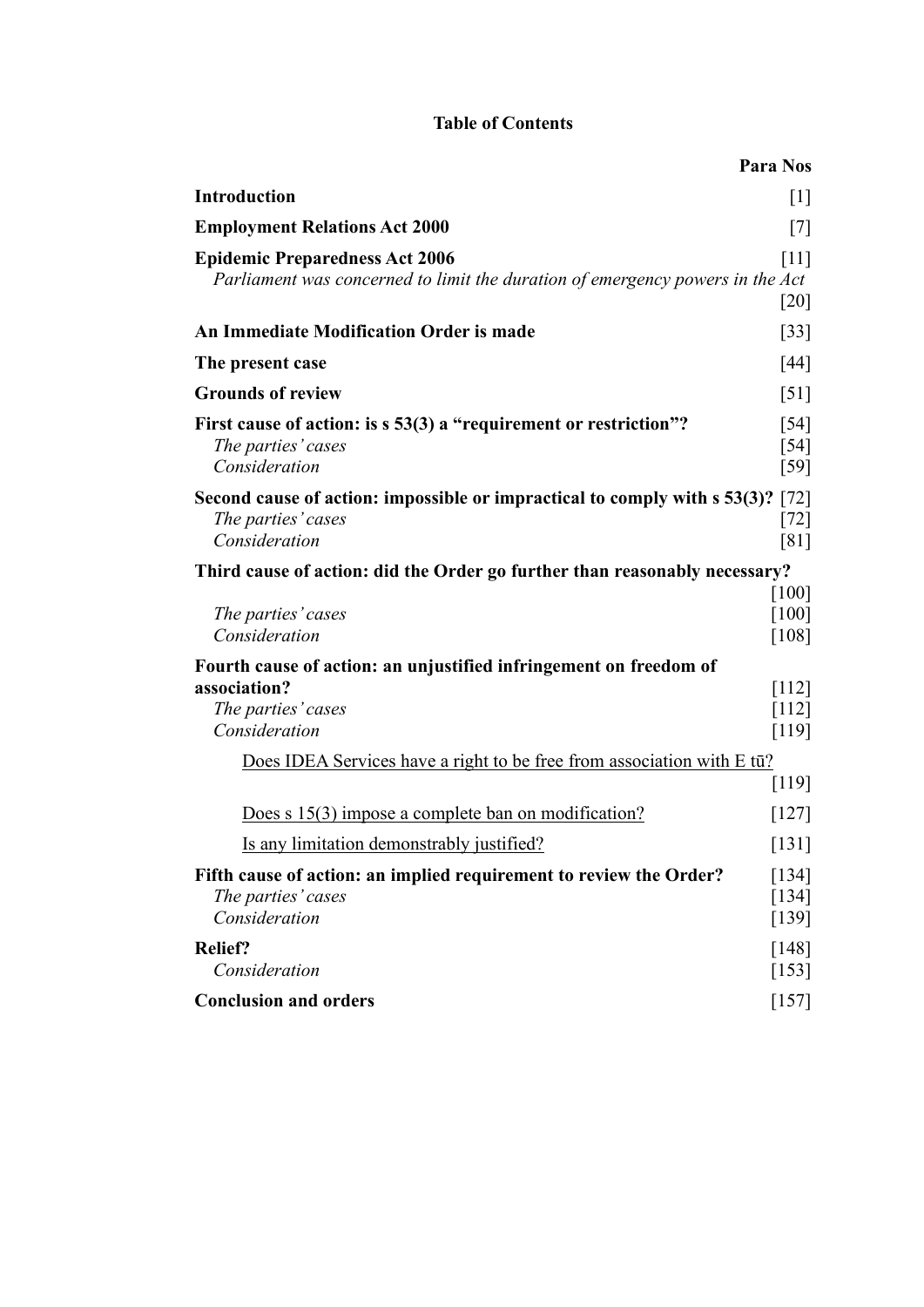**Table of Contents**

| | Para Nos |
|---|---|
| **Introduction** | [1] |
| **Employment Relations Act 2000** | [7] |
| **Epidemic Preparedness Act 2006** | [11] |
| *Parliament was concerned to limit the duration of emergency powers in the Act* | [20] |
| **An Immediate Modification Order is made** | [33] |
| **The present case** | [44] |
| **Grounds of review** | [51] |
| **First cause of action: is s 53(3) a "requirement or restriction"?** | [54] |
| *The parties' cases* | [54] |
| *Consideration* | [59] |
| **Second cause of action: impossible or impractical to comply with s 53(3)?** | [72] |
| *The parties' cases* | [72] |
| *Consideration* | [81] |
| **Third cause of action: did the Order go further than reasonably necessary?** | [100] |
| *The parties' cases* | [100] |
| *Consideration* | [108] |
| **Fourth cause of action: an unjustified infringement on freedom of association?** | [112] |
| *The parties' cases* | [112] |
| *Consideration* | [119] |
| <u>Does IDEA Services have a right to be free from association with E tū?</u> | [119] |
| <u>Does s 15(3) impose a complete ban on modification?</u> | [127] |
| <u>Is any limitation demonstrably justified?</u> | [131] |
| **Fifth cause of action: an implied requirement to review the Order?** | [134] |
| *The parties' cases* | [134] |
| *Consideration* | [139] |
| **Relief?** | [148] |
| *Consideration* | [153] |
| **Conclusion and orders** | [157] |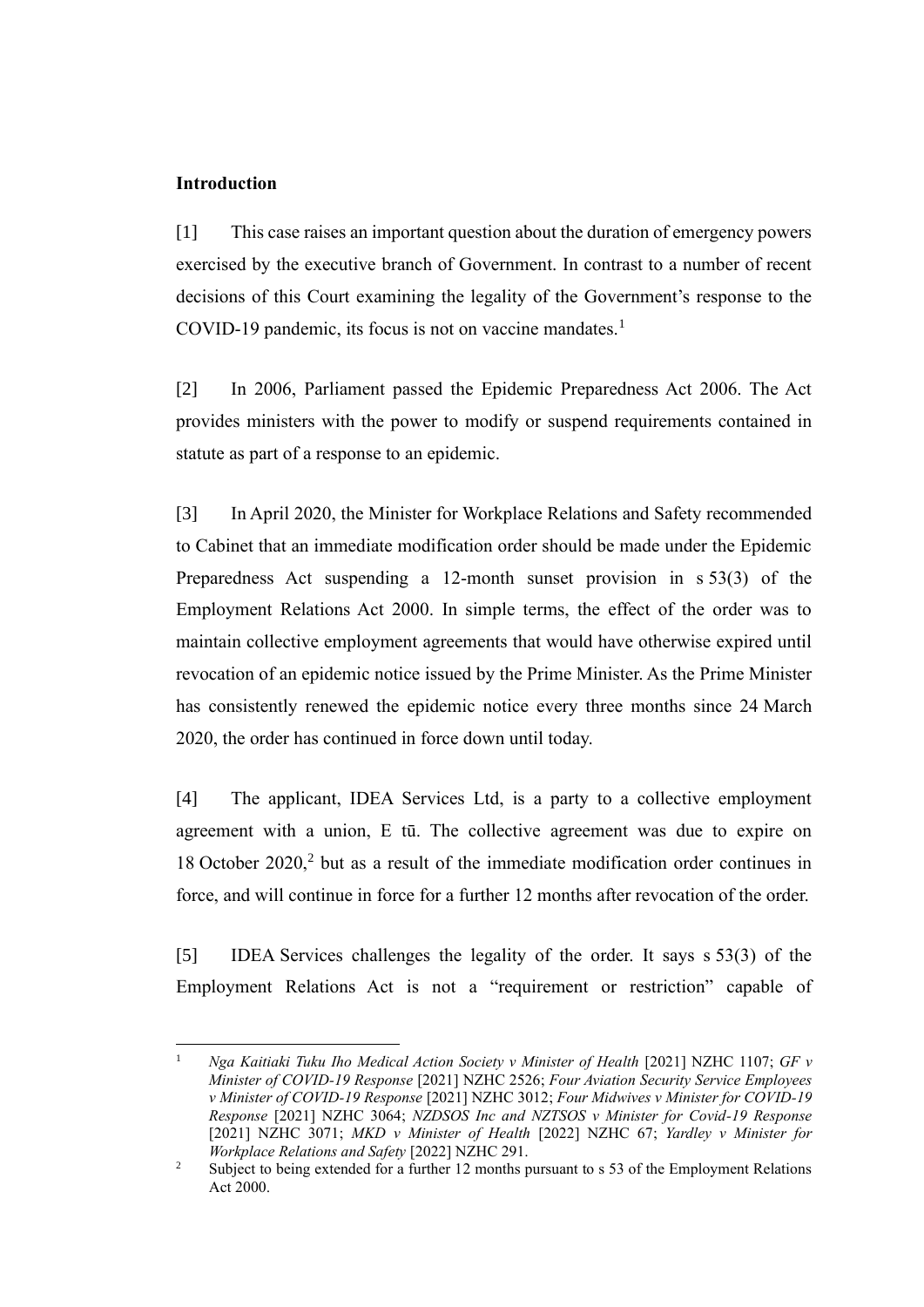**Introduction**

[1] This case raises an important question about the duration of emergency powers exercised by the executive branch of Government. In contrast to a number of recent decisions of this Court examining the legality of the Government's response to the COVID-19 pandemic, its focus is not on vaccine mandates.[1]

[2] In 2006, Parliament passed the Epidemic Preparedness Act 2006. The Act provides ministers with the power to modify or suspend requirements contained in statute as part of a response to an epidemic.

[3] In April 2020, the Minister for Workplace Relations and Safety recommended to Cabinet that an immediate modification order should be made under the Epidemic Preparedness Act suspending a 12-month sunset provision in s 53(3) of the Employment Relations Act 2000. In simple terms, the effect of the order was to maintain collective employment agreements that would have otherwise expired until revocation of an epidemic notice issued by the Prime Minister. As the Prime Minister has consistently renewed the epidemic notice every three months since 24 March 2020, the order has continued in force down until today.

[4] The applicant, IDEA Services Ltd, is a party to a collective employment agreement with a union, E tū. The collective agreement was due to expire on 18 October 2020,[2] but as a result of the immediate modification order continues in force, and will continue in force for a further 12 months after revocation of the order.

[5] IDEA Services challenges the legality of the order. It says s 53(3) of the Employment Relations Act is not a "requirement or restriction" capable of

---

[1] *Nga Kaitiaki Tuku Iho Medical Action Society v Minister of Health* [2021] NZHC 1107; *GF v Minister of COVID-19 Response* [2021] NZHC 2526; *Four Aviation Security Service Employees v Minister of COVID-19 Response* [2021] NZHC 3012; *Four Midwives v Minister for COVID-19 Response* [2021] NZHC 3064; *NZDSOS Inc and NZTSOS v Minister for Covid-19 Response* [2021] NZHC 3071; *MKD v Minister of Health* [2022] NZHC 67; *Yardley v Minister for Workplace Relations and Safety* [2022] NZHC 291.

[2] Subject to being extended for a further 12 months pursuant to s 53 of the Employment Relations Act 2000.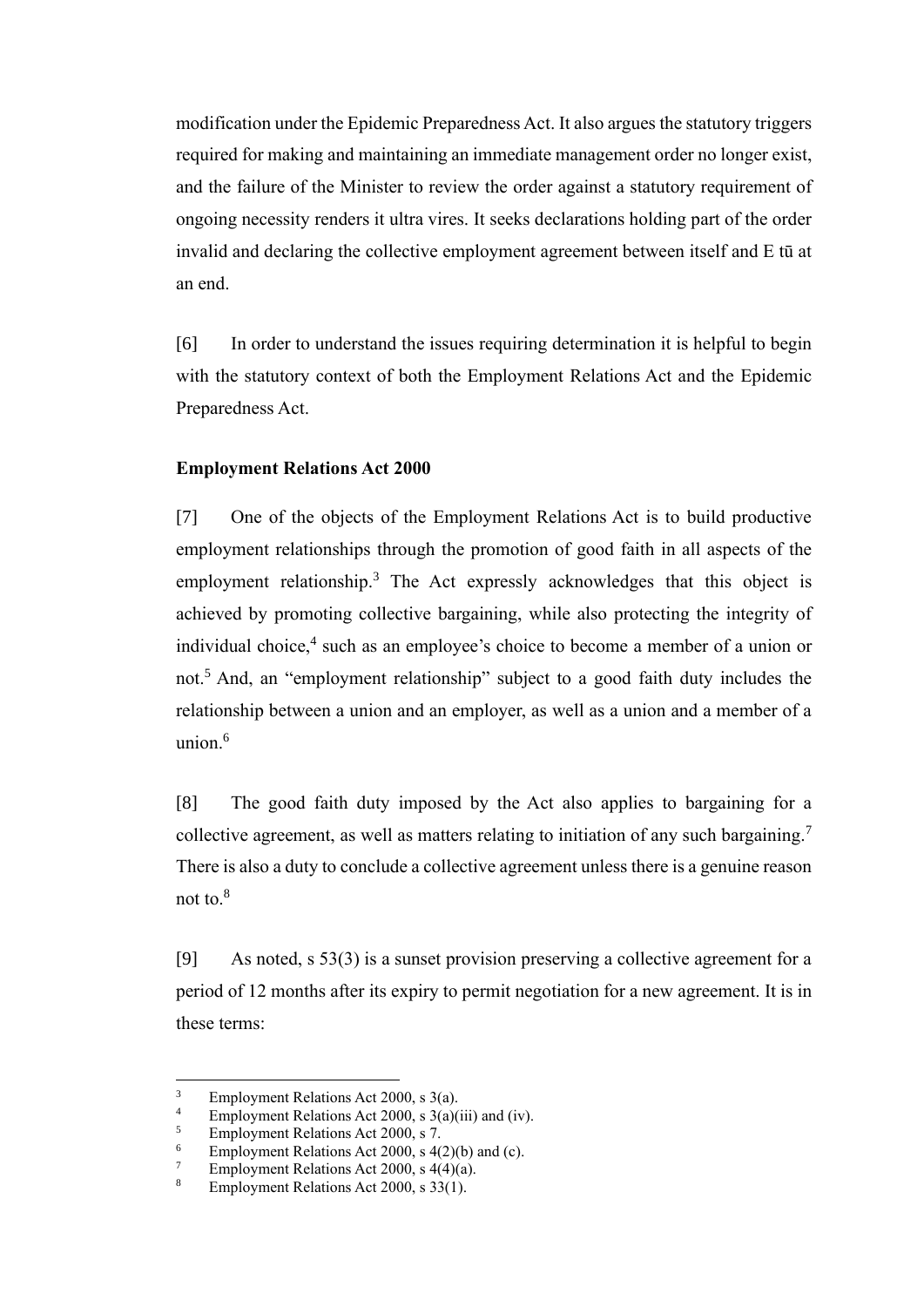modification under the Epidemic Preparedness Act. It also argues the statutory triggers required for making and maintaining an immediate management order no longer exist, and the failure of the Minister to review the order against a statutory requirement of ongoing necessity renders it ultra vires. It seeks declarations holding part of the order invalid and declaring the collective employment agreement between itself and E tū at an end.

[6] In order to understand the issues requiring determination it is helpful to begin with the statutory context of both the Employment Relations Act and the Epidemic Preparedness Act.

**Employment Relations Act 2000**

[7] One of the objects of the Employment Relations Act is to build productive employment relationships through the promotion of good faith in all aspects of the employment relationship.[3] The Act expressly acknowledges that this object is achieved by promoting collective bargaining, while also protecting the integrity of individual choice,[4] such as an employee's choice to become a member of a union or not.[5] And, an "employment relationship" subject to a good faith duty includes the relationship between a union and an employer, as well as a union and a member of a union.[6]

[8] The good faith duty imposed by the Act also applies to bargaining for a collective agreement, as well as matters relating to initiation of any such bargaining.[7] There is also a duty to conclude a collective agreement unless there is a genuine reason not to.[8]

[9] As noted, s 53(3) is a sunset provision preserving a collective agreement for a period of 12 months after its expiry to permit negotiation for a new agreement. It is in these terms:

---

[3] Employment Relations Act 2000, s 3(a).

[4] Employment Relations Act 2000, s 3(a)(iii) and (iv).

[5] Employment Relations Act 2000, s 7.

[6] Employment Relations Act 2000, s 4(2)(b) and (c).

[7] Employment Relations Act 2000, s 4(4)(a).

[8] Employment Relations Act 2000, s 33(1).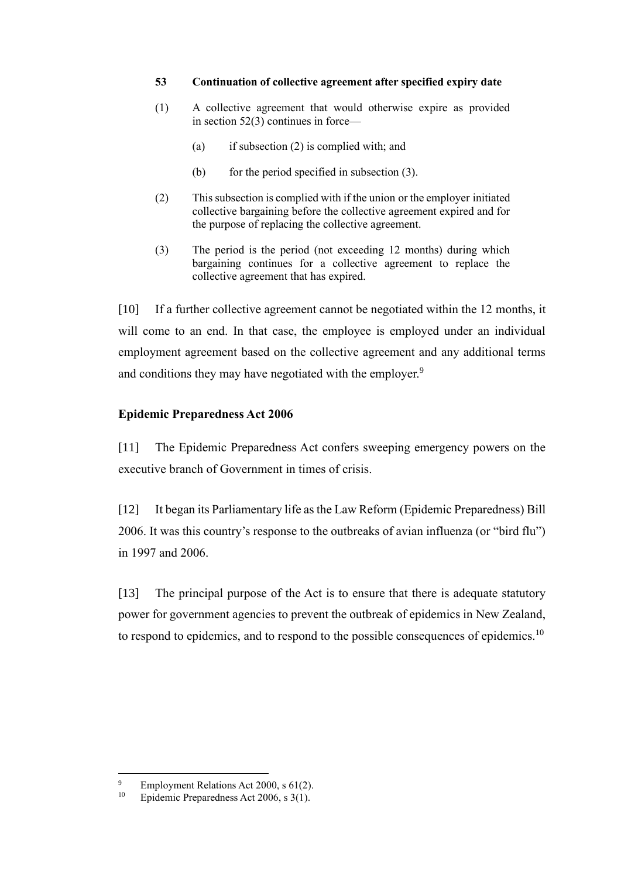**53 Continuation of collective agreement after specified expiry date**

(1) A collective agreement that would otherwise expire as provided in section 52(3) continues in force—

(a) if subsection (2) is complied with; and

(b) for the period specified in subsection (3).

(2) This subsection is complied with if the union or the employer initiated collective bargaining before the collective agreement expired and for the purpose of replacing the collective agreement.

(3) The period is the period (not exceeding 12 months) during which bargaining continues for a collective agreement to replace the collective agreement that has expired.

[10] If a further collective agreement cannot be negotiated within the 12 months, it will come to an end. In that case, the employee is employed under an individual employment agreement based on the collective agreement and any additional terms and conditions they may have negotiated with the employer.[9]

### Epidemic Preparedness Act 2006

[11] The Epidemic Preparedness Act confers sweeping emergency powers on the executive branch of Government in times of crisis.

[12] It began its Parliamentary life as the Law Reform (Epidemic Preparedness) Bill 2006. It was this country's response to the outbreaks of avian influenza (or "bird flu") in 1997 and 2006.

[13] The principal purpose of the Act is to ensure that there is adequate statutory power for government agencies to prevent the outbreak of epidemics in New Zealand, to respond to epidemics, and to respond to the possible consequences of epidemics.[10]

---

[9] Employment Relations Act 2000, s 61(2).

[10] Epidemic Preparedness Act 2006, s 3(1).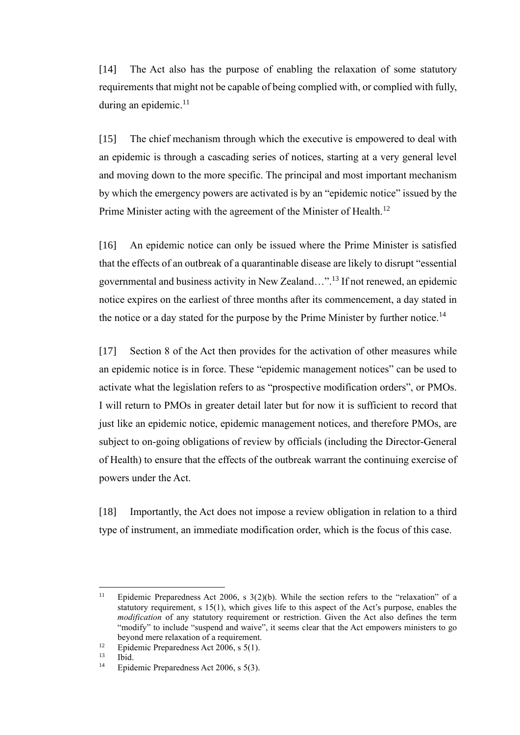[14] The Act also has the purpose of enabling the relaxation of some statutory requirements that might not be capable of being complied with, or complied with fully, during an epidemic.[11]

[15] The chief mechanism through which the executive is empowered to deal with an epidemic is through a cascading series of notices, starting at a very general level and moving down to the more specific. The principal and most important mechanism by which the emergency powers are activated is by an "epidemic notice" issued by the Prime Minister acting with the agreement of the Minister of Health.[12]

[16] An epidemic notice can only be issued where the Prime Minister is satisfied that the effects of an outbreak of a quarantinable disease are likely to disrupt "essential governmental and business activity in New Zealand…".[13] If not renewed, an epidemic notice expires on the earliest of three months after its commencement, a day stated in the notice or a day stated for the purpose by the Prime Minister by further notice.[14]

[17] Section 8 of the Act then provides for the activation of other measures while an epidemic notice is in force. These "epidemic management notices" can be used to activate what the legislation refers to as "prospective modification orders", or PMOs. I will return to PMOs in greater detail later but for now it is sufficient to record that just like an epidemic notice, epidemic management notices, and therefore PMOs, are subject to on-going obligations of review by officials (including the Director-General of Health) to ensure that the effects of the outbreak warrant the continuing exercise of powers under the Act.

[18] Importantly, the Act does not impose a review obligation in relation to a third type of instrument, an immediate modification order, which is the focus of this case.

---

[11] Epidemic Preparedness Act 2006, s 3(2)(b). While the section refers to the "relaxation" of a statutory requirement, s 15(1), which gives life to this aspect of the Act's purpose, enables the *modification* of any statutory requirement or restriction. Given the Act also defines the term "modify" to include "suspend and waive", it seems clear that the Act empowers ministers to go beyond mere relaxation of a requirement.

[12] Epidemic Preparedness Act 2006, s 5(1).

[13] Ibid.

[14] Epidemic Preparedness Act 2006, s 5(3).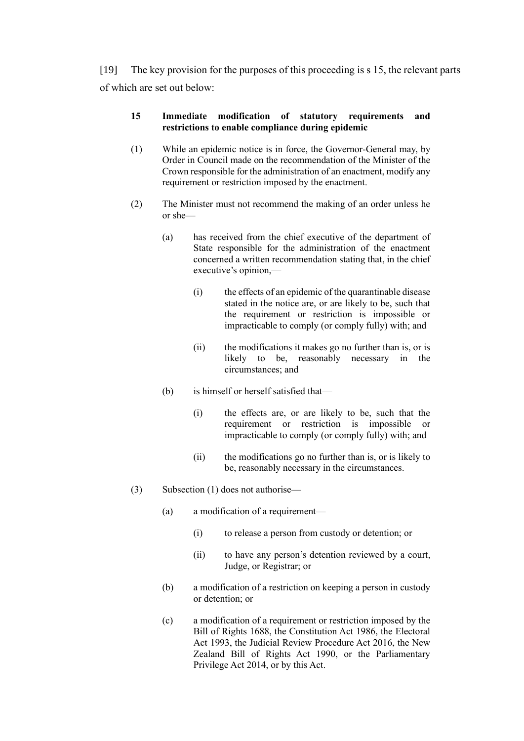[19] The key provision for the purposes of this proceeding is s 15, the relevant parts of which are set out below:

> **15 Immediate modification of statutory requirements and restrictions to enable compliance during epidemic**
>
> (1) While an epidemic notice is in force, the Governor-General may, by Order in Council made on the recommendation of the Minister of the Crown responsible for the administration of an enactment, modify any requirement or restriction imposed by the enactment.
>
> (2) The Minister must not recommend the making of an order unless he or she—
>
> > (a) has received from the chief executive of the department of State responsible for the administration of the enactment concerned a written recommendation stating that, in the chief executive's opinion,—
> >
> > > (i) the effects of an epidemic of the quarantinable disease stated in the notice are, or are likely to be, such that the requirement or restriction is impossible or impracticable to comply (or comply fully) with; and
> > >
> > > (ii) the modifications it makes go no further than is, or is likely to be, reasonably necessary in the circumstances; and
> >
> > (b) is himself or herself satisfied that—
> >
> > > (i) the effects are, or are likely to be, such that the requirement or restriction is impossible or impracticable to comply (or comply fully) with; and
> > >
> > > (ii) the modifications go no further than is, or is likely to be, reasonably necessary in the circumstances.
>
> (3) Subsection (1) does not authorise—
>
> > (a) a modification of a requirement—
> >
> > > (i) to release a person from custody or detention; or
> > >
> > > (ii) to have any person's detention reviewed by a court, Judge, or Registrar; or
> >
> > (b) a modification of a restriction on keeping a person in custody or detention; or
> >
> > (c) a modification of a requirement or restriction imposed by the Bill of Rights 1688, the Constitution Act 1986, the Electoral Act 1993, the Judicial Review Procedure Act 2016, the New Zealand Bill of Rights Act 1990, or the Parliamentary Privilege Act 2014, or by this Act.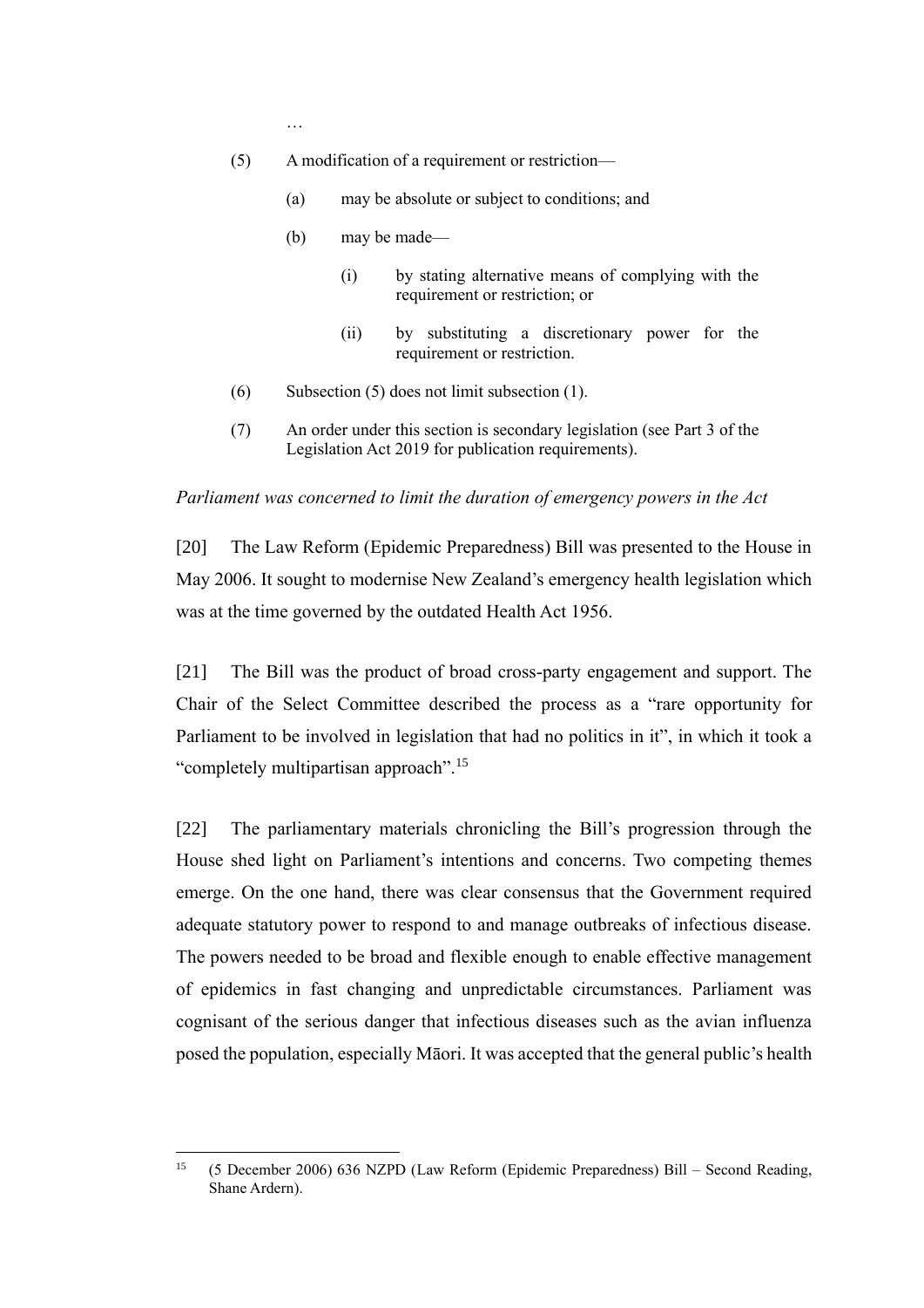…

(5) A modification of a requirement or restriction—

  (a) may be absolute or subject to conditions; and

  (b) may be made—

    (i) by stating alternative means of complying with the requirement or restriction; or

    (ii) by substituting a discretionary power for the requirement or restriction.

(6) Subsection (5) does not limit subsection (1).

(7) An order under this section is secondary legislation (see Part 3 of the Legislation Act 2019 for publication requirements).

*Parliament was concerned to limit the duration of emergency powers in the Act*

[20] The Law Reform (Epidemic Preparedness) Bill was presented to the House in May 2006. It sought to modernise New Zealand's emergency health legislation which was at the time governed by the outdated Health Act 1956.

[21] The Bill was the product of broad cross-party engagement and support. The Chair of the Select Committee described the process as a "rare opportunity for Parliament to be involved in legislation that had no politics in it", in which it took a "completely multipartisan approach".[15]

[22] The parliamentary materials chronicling the Bill's progression through the House shed light on Parliament's intentions and concerns. Two competing themes emerge. On the one hand, there was clear consensus that the Government required adequate statutory power to respond to and manage outbreaks of infectious disease. The powers needed to be broad and flexible enough to enable effective management of epidemics in fast changing and unpredictable circumstances. Parliament was cognisant of the serious danger that infectious diseases such as the avian influenza posed the population, especially Māori. It was accepted that the general public's health

[15] (5 December 2006) 636 NZPD (Law Reform (Epidemic Preparedness) Bill – Second Reading, Shane Ardern).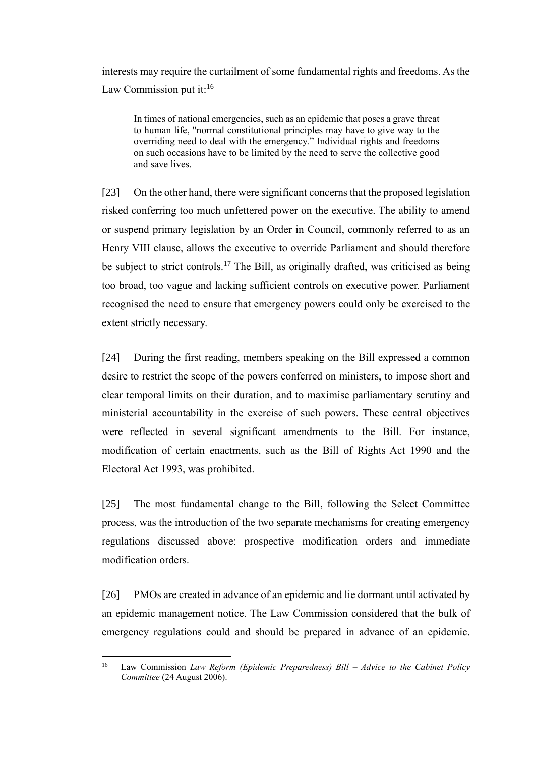interests may require the curtailment of some fundamental rights and freedoms. As the Law Commission put it:[16]

> In times of national emergencies, such as an epidemic that poses a grave threat to human life, "normal constitutional principles may have to give way to the overriding need to deal with the emergency." Individual rights and freedoms on such occasions have to be limited by the need to serve the collective good and save lives.

[23] On the other hand, there were significant concerns that the proposed legislation risked conferring too much unfettered power on the executive. The ability to amend or suspend primary legislation by an Order in Council, commonly referred to as an Henry VIII clause, allows the executive to override Parliament and should therefore be subject to strict controls.[17] The Bill, as originally drafted, was criticised as being too broad, too vague and lacking sufficient controls on executive power. Parliament recognised the need to ensure that emergency powers could only be exercised to the extent strictly necessary.

[24] During the first reading, members speaking on the Bill expressed a common desire to restrict the scope of the powers conferred on ministers, to impose short and clear temporal limits on their duration, and to maximise parliamentary scrutiny and ministerial accountability in the exercise of such powers. These central objectives were reflected in several significant amendments to the Bill. For instance, modification of certain enactments, such as the Bill of Rights Act 1990 and the Electoral Act 1993, was prohibited.

[25] The most fundamental change to the Bill, following the Select Committee process, was the introduction of the two separate mechanisms for creating emergency regulations discussed above: prospective modification orders and immediate modification orders.

[26] PMOs are created in advance of an epidemic and lie dormant until activated by an epidemic management notice. The Law Commission considered that the bulk of emergency regulations could and should be prepared in advance of an epidemic.

---

[16] Law Commission *Law Reform (Epidemic Preparedness) Bill – Advice to the Cabinet Policy Committee* (24 August 2006).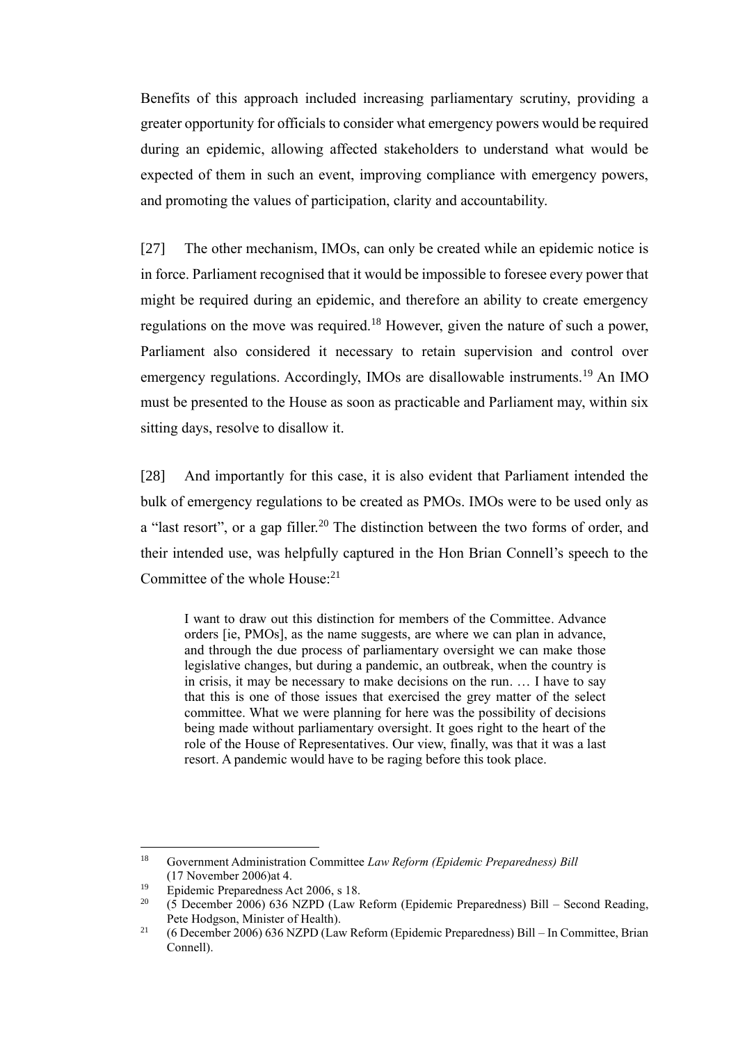Benefits of this approach included increasing parliamentary scrutiny, providing a greater opportunity for officials to consider what emergency powers would be required during an epidemic, allowing affected stakeholders to understand what would be expected of them in such an event, improving compliance with emergency powers, and promoting the values of participation, clarity and accountability.

[27] The other mechanism, IMOs, can only be created while an epidemic notice is in force. Parliament recognised that it would be impossible to foresee every power that might be required during an epidemic, and therefore an ability to create emergency regulations on the move was required.[18] However, given the nature of such a power, Parliament also considered it necessary to retain supervision and control over emergency regulations. Accordingly, IMOs are disallowable instruments.[19] An IMO must be presented to the House as soon as practicable and Parliament may, within six sitting days, resolve to disallow it.

[28] And importantly for this case, it is also evident that Parliament intended the bulk of emergency regulations to be created as PMOs. IMOs were to be used only as a "last resort", or a gap filler.[20] The distinction between the two forms of order, and their intended use, was helpfully captured in the Hon Brian Connell's speech to the Committee of the whole House:[21]

> I want to draw out this distinction for members of the Committee. Advance orders [ie, PMOs], as the name suggests, are where we can plan in advance, and through the due process of parliamentary oversight we can make those legislative changes, but during a pandemic, an outbreak, when the country is in crisis, it may be necessary to make decisions on the run. … I have to say that this is one of those issues that exercised the grey matter of the select committee. What we were planning for here was the possibility of decisions being made without parliamentary oversight. It goes right to the heart of the role of the House of Representatives. Our view, finally, was that it was a last resort. A pandemic would have to be raging before this took place.

---

[18] Government Administration Committee *Law Reform (Epidemic Preparedness) Bill* (17 November 2006)at 4.

[19] Epidemic Preparedness Act 2006, s 18.

[20] (5 December 2006) 636 NZPD (Law Reform (Epidemic Preparedness) Bill – Second Reading, Pete Hodgson, Minister of Health).

[21] (6 December 2006) 636 NZPD (Law Reform (Epidemic Preparedness) Bill – In Committee, Brian Connell).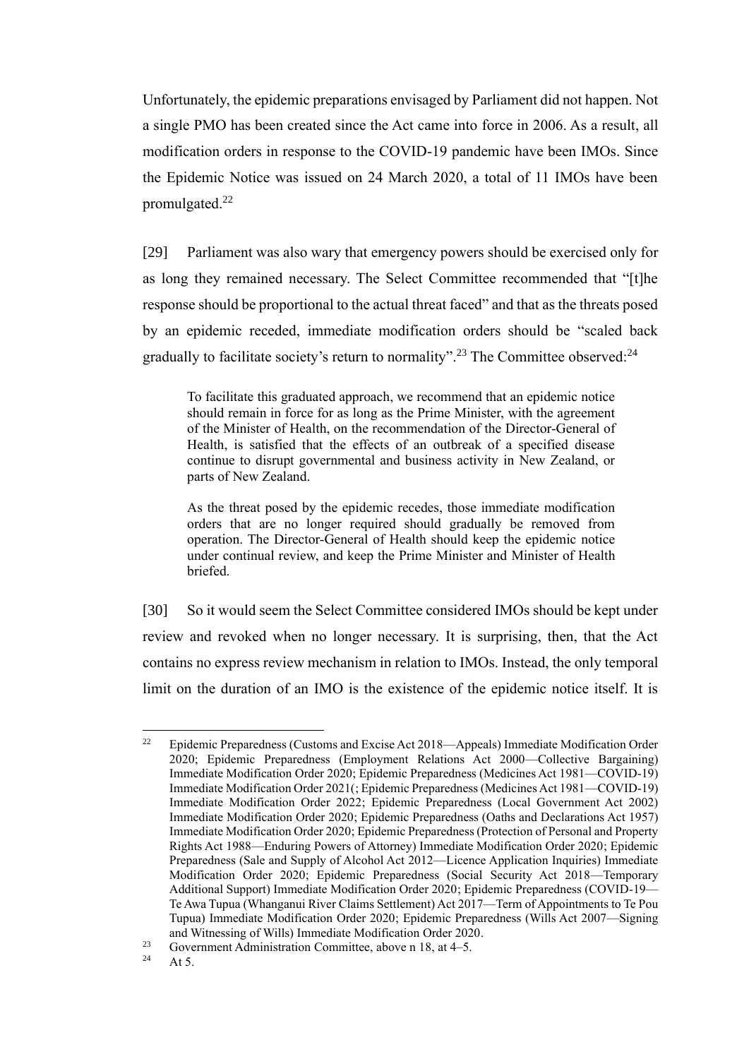Unfortunately, the epidemic preparations envisaged by Parliament did not happen. Not a single PMO has been created since the Act came into force in 2006. As a result, all modification orders in response to the COVID-19 pandemic have been IMOs. Since the Epidemic Notice was issued on 24 March 2020, a total of 11 IMOs have been promulgated.[22]

[29] Parliament was also wary that emergency powers should be exercised only for as long they remained necessary. The Select Committee recommended that "[t]he response should be proportional to the actual threat faced" and that as the threats posed by an epidemic receded, immediate modification orders should be "scaled back gradually to facilitate society's return to normality".[23] The Committee observed:[24]

> To facilitate this graduated approach, we recommend that an epidemic notice should remain in force for as long as the Prime Minister, with the agreement of the Minister of Health, on the recommendation of the Director-General of Health, is satisfied that the effects of an outbreak of a specified disease continue to disrupt governmental and business activity in New Zealand, or parts of New Zealand.
>
> As the threat posed by the epidemic recedes, those immediate modification orders that are no longer required should gradually be removed from operation. The Director-General of Health should keep the epidemic notice under continual review, and keep the Prime Minister and Minister of Health briefed.

[30] So it would seem the Select Committee considered IMOs should be kept under review and revoked when no longer necessary. It is surprising, then, that the Act contains no express review mechanism in relation to IMOs. Instead, the only temporal limit on the duration of an IMO is the existence of the epidemic notice itself. It is

---

[22] Epidemic Preparedness (Customs and Excise Act 2018—Appeals) Immediate Modification Order 2020; Epidemic Preparedness (Employment Relations Act 2000—Collective Bargaining) Immediate Modification Order 2020; Epidemic Preparedness (Medicines Act 1981—COVID-19) Immediate Modification Order 2021(; Epidemic Preparedness (Medicines Act 1981—COVID-19) Immediate Modification Order 2022; Epidemic Preparedness (Local Government Act 2002) Immediate Modification Order 2020; Epidemic Preparedness (Oaths and Declarations Act 1957) Immediate Modification Order 2020; Epidemic Preparedness (Protection of Personal and Property Rights Act 1988—Enduring Powers of Attorney) Immediate Modification Order 2020; Epidemic Preparedness (Sale and Supply of Alcohol Act 2012—Licence Application Inquiries) Immediate Modification Order 2020; Epidemic Preparedness (Social Security Act 2018—Temporary Additional Support) Immediate Modification Order 2020; Epidemic Preparedness (COVID-19—Te Awa Tupua (Whanganui River Claims Settlement) Act 2017—Term of Appointments to Te Pou Tupua) Immediate Modification Order 2020; Epidemic Preparedness (Wills Act 2007—Signing and Witnessing of Wills) Immediate Modification Order 2020.

[23] Government Administration Committee, above n 18, at 4–5.

[24] At 5.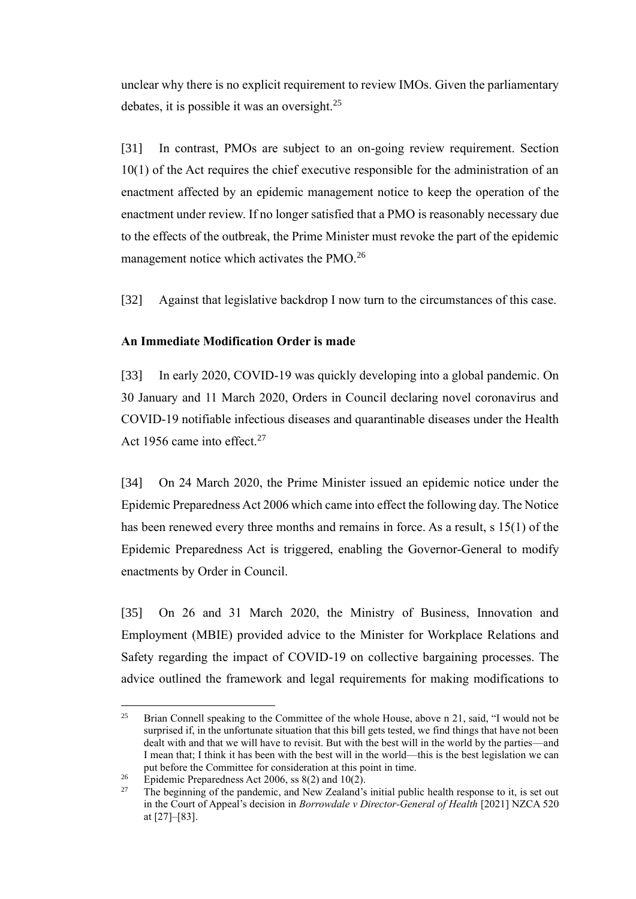unclear why there is no explicit requirement to review IMOs. Given the parliamentary debates, it is possible it was an oversight.[25]

[31] In contrast, PMOs are subject to an on-going review requirement. Section 10(1) of the Act requires the chief executive responsible for the administration of an enactment affected by an epidemic management notice to keep the operation of the enactment under review. If no longer satisfied that a PMO is reasonably necessary due to the effects of the outbreak, the Prime Minister must revoke the part of the epidemic management notice which activates the PMO.[26]

[32] Against that legislative backdrop I now turn to the circumstances of this case.

**An Immediate Modification Order is made**

[33] In early 2020, COVID-19 was quickly developing into a global pandemic. On 30 January and 11 March 2020, Orders in Council declaring novel coronavirus and COVID-19 notifiable infectious diseases and quarantinable diseases under the Health Act 1956 came into effect.[27]

[34] On 24 March 2020, the Prime Minister issued an epidemic notice under the Epidemic Preparedness Act 2006 which came into effect the following day. The Notice has been renewed every three months and remains in force. As a result, s 15(1) of the Epidemic Preparedness Act is triggered, enabling the Governor-General to modify enactments by Order in Council.

[35] On 26 and 31 March 2020, the Ministry of Business, Innovation and Employment (MBIE) provided advice to the Minister for Workplace Relations and Safety regarding the impact of COVID-19 on collective bargaining processes. The advice outlined the framework and legal requirements for making modifications to

---

[25] Brian Connell speaking to the Committee of the whole House, above n 21, said, "I would not be surprised if, in the unfortunate situation that this bill gets tested, we find things that have not been dealt with and that we will have to revisit. But with the best will in the world by the parties—and I mean that; I think it has been with the best will in the world—this is the best legislation we can put before the Committee for consideration at this point in time.

[26] Epidemic Preparedness Act 2006, ss 8(2) and 10(2).

[27] The beginning of the pandemic, and New Zealand's initial public health response to it, is set out in the Court of Appeal's decision in *Borrowdale v Director-General of Health* [2021] NZCA 520 at [27]–[83].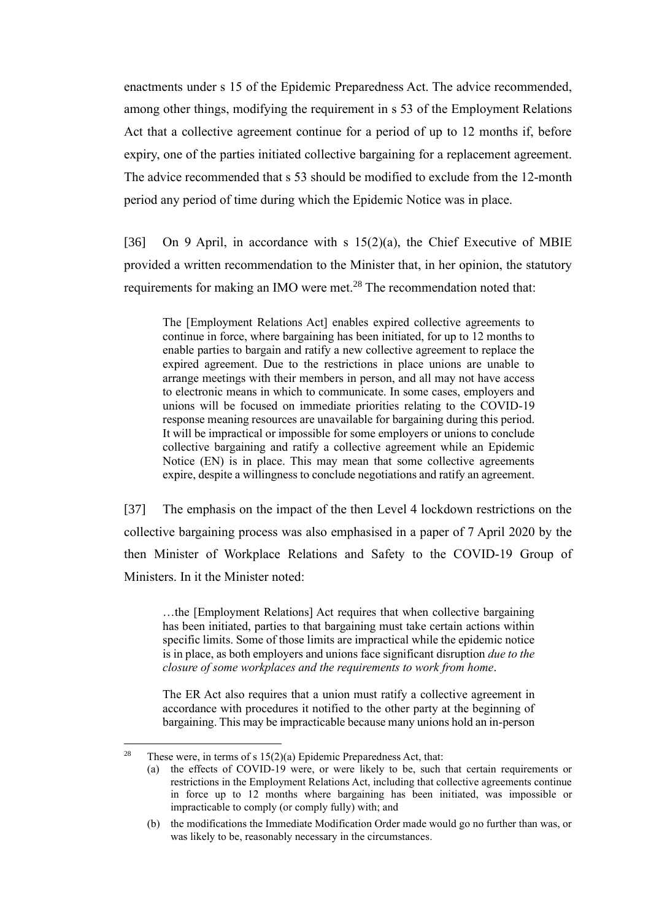enactments under s 15 of the Epidemic Preparedness Act. The advice recommended, among other things, modifying the requirement in s 53 of the Employment Relations Act that a collective agreement continue for a period of up to 12 months if, before expiry, one of the parties initiated collective bargaining for a replacement agreement. The advice recommended that s 53 should be modified to exclude from the 12-month period any period of time during which the Epidemic Notice was in place.

[36] On 9 April, in accordance with s 15(2)(a), the Chief Executive of MBIE provided a written recommendation to the Minister that, in her opinion, the statutory requirements for making an IMO were met.[28] The recommendation noted that:

> The [Employment Relations Act] enables expired collective agreements to continue in force, where bargaining has been initiated, for up to 12 months to enable parties to bargain and ratify a new collective agreement to replace the expired agreement. Due to the restrictions in place unions are unable to arrange meetings with their members in person, and all may not have access to electronic means in which to communicate. In some cases, employers and unions will be focused on immediate priorities relating to the COVID-19 response meaning resources are unavailable for bargaining during this period. It will be impractical or impossible for some employers or unions to conclude collective bargaining and ratify a collective agreement while an Epidemic Notice (EN) is in place. This may mean that some collective agreements expire, despite a willingness to conclude negotiations and ratify an agreement.

[37] The emphasis on the impact of the then Level 4 lockdown restrictions on the collective bargaining process was also emphasised in a paper of 7 April 2020 by the then Minister of Workplace Relations and Safety to the COVID-19 Group of Ministers. In it the Minister noted:

> …the [Employment Relations] Act requires that when collective bargaining has been initiated, parties to that bargaining must take certain actions within specific limits. Some of those limits are impractical while the epidemic notice is in place, as both employers and unions face significant disruption *due to the closure of some workplaces and the requirements to work from home*.
>
> The ER Act also requires that a union must ratify a collective agreement in accordance with procedures it notified to the other party at the beginning of bargaining. This may be impracticable because many unions hold an in-person

---

[28] These were, in terms of s 15(2)(a) Epidemic Preparedness Act, that:

(a) the effects of COVID-19 were, or were likely to be, such that certain requirements or restrictions in the Employment Relations Act, including that collective agreements continue in force up to 12 months where bargaining has been initiated, was impossible or impracticable to comply (or comply fully) with; and

(b) the modifications the Immediate Modification Order made would go no further than was, or was likely to be, reasonably necessary in the circumstances.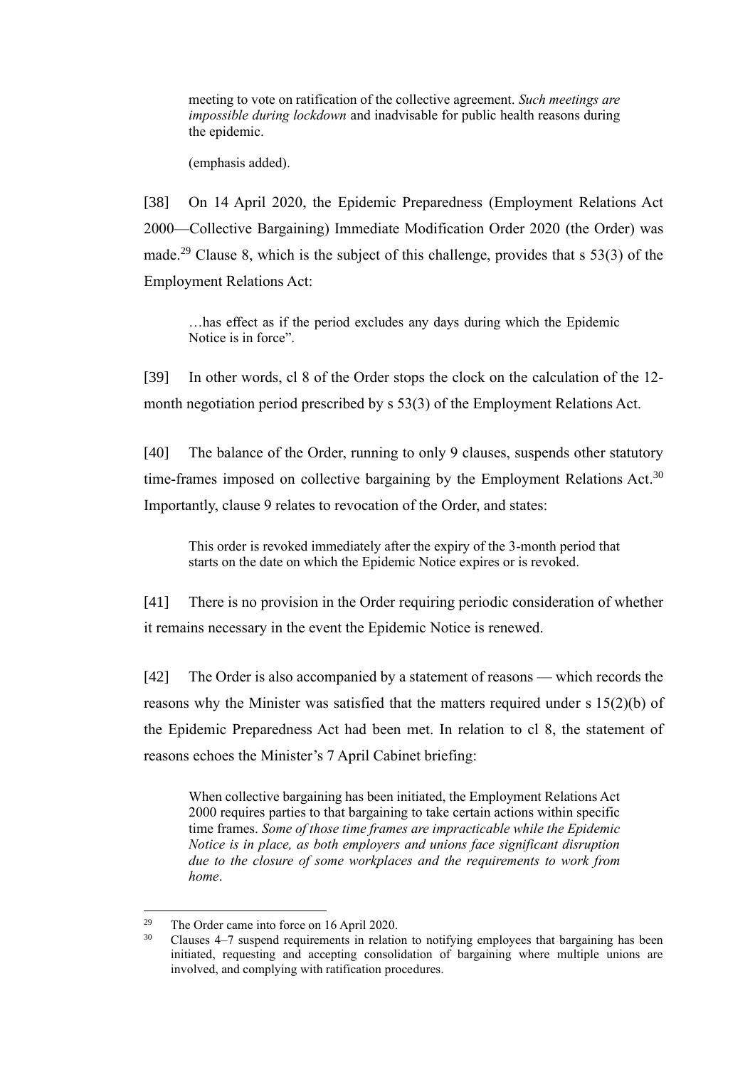> meeting to vote on ratification of the collective agreement. *Such meetings are impossible during lockdown* and inadvisable for public health reasons during the epidemic.
>
> (emphasis added).

[38] On 14 April 2020, the Epidemic Preparedness (Employment Relations Act 2000—Collective Bargaining) Immediate Modification Order 2020 (the Order) was made.[29] Clause 8, which is the subject of this challenge, provides that s 53(3) of the Employment Relations Act:

> …has effect as if the period excludes any days during which the Epidemic Notice is in force".

[39] In other words, cl 8 of the Order stops the clock on the calculation of the 12-month negotiation period prescribed by s 53(3) of the Employment Relations Act.

[40] The balance of the Order, running to only 9 clauses, suspends other statutory time-frames imposed on collective bargaining by the Employment Relations Act.[30] Importantly, clause 9 relates to revocation of the Order, and states:

> This order is revoked immediately after the expiry of the 3-month period that starts on the date on which the Epidemic Notice expires or is revoked.

[41] There is no provision in the Order requiring periodic consideration of whether it remains necessary in the event the Epidemic Notice is renewed.

[42] The Order is also accompanied by a statement of reasons — which records the reasons why the Minister was satisfied that the matters required under s 15(2)(b) of the Epidemic Preparedness Act had been met. In relation to cl 8, the statement of reasons echoes the Minister's 7 April Cabinet briefing:

> When collective bargaining has been initiated, the Employment Relations Act 2000 requires parties to that bargaining to take certain actions within specific time frames. *Some of those time frames are impracticable while the Epidemic Notice is in place, as both employers and unions face significant disruption due to the closure of some workplaces and the requirements to work from home*.

---

[29] The Order came into force on 16 April 2020.

[30] Clauses 4–7 suspend requirements in relation to notifying employees that bargaining has been initiated, requesting and accepting consolidation of bargaining where multiple unions are involved, and complying with ratification procedures.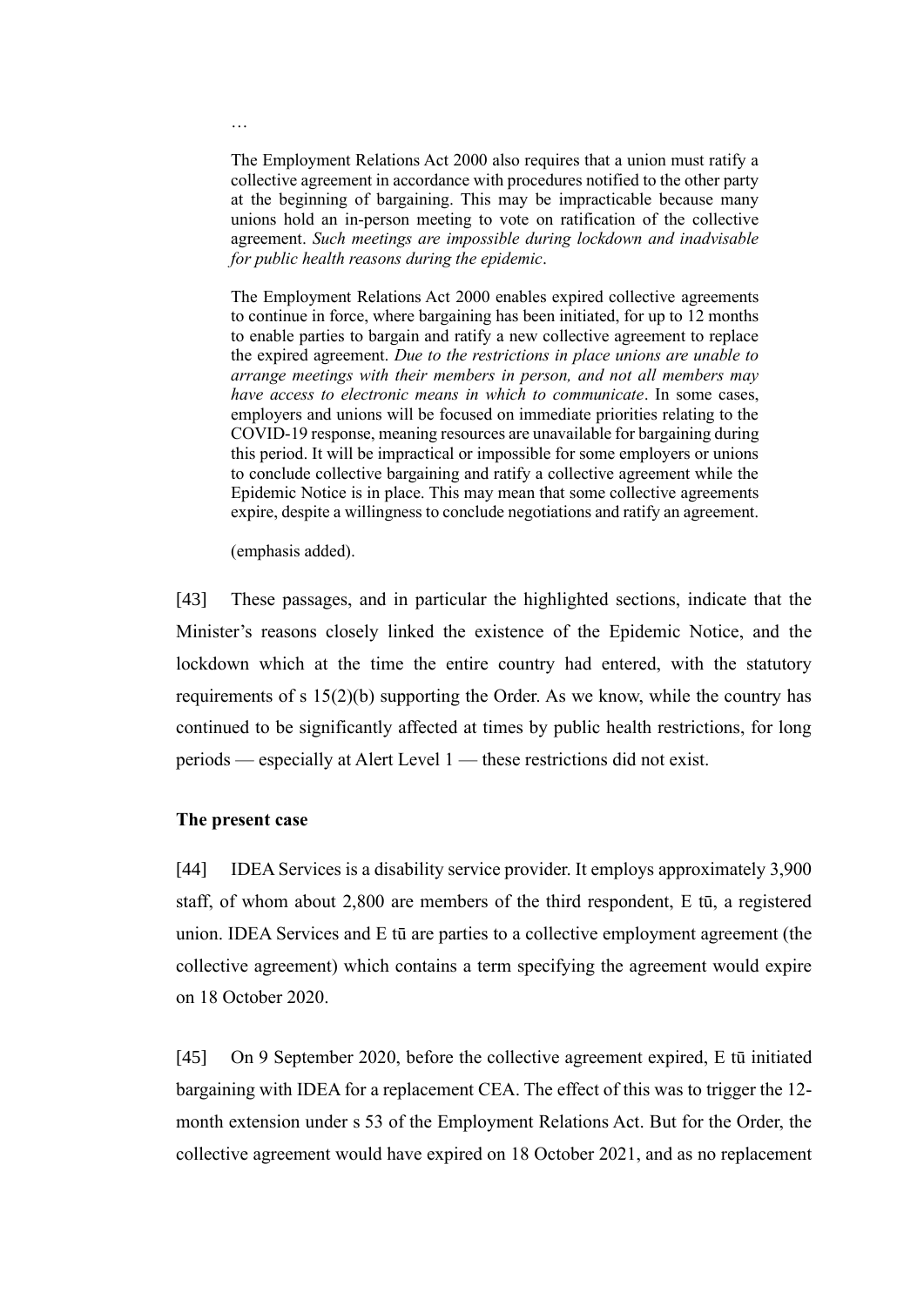> …
>
> The Employment Relations Act 2000 also requires that a union must ratify a collective agreement in accordance with procedures notified to the other party at the beginning of bargaining. This may be impracticable because many unions hold an in-person meeting to vote on ratification of the collective agreement. *Such meetings are impossible during lockdown and inadvisable for public health reasons during the epidemic*.
>
> The Employment Relations Act 2000 enables expired collective agreements to continue in force, where bargaining has been initiated, for up to 12 months to enable parties to bargain and ratify a new collective agreement to replace the expired agreement. *Due to the restrictions in place unions are unable to arrange meetings with their members in person, and not all members may have access to electronic means in which to communicate*. In some cases, employers and unions will be focused on immediate priorities relating to the COVID-19 response, meaning resources are unavailable for bargaining during this period. It will be impractical or impossible for some employers or unions to conclude collective bargaining and ratify a collective agreement while the Epidemic Notice is in place. This may mean that some collective agreements expire, despite a willingness to conclude negotiations and ratify an agreement.
>
> (emphasis added).

[43] These passages, and in particular the highlighted sections, indicate that the Minister's reasons closely linked the existence of the Epidemic Notice, and the lockdown which at the time the entire country had entered, with the statutory requirements of s 15(2)(b) supporting the Order. As we know, while the country has continued to be significantly affected at times by public health restrictions, for long periods — especially at Alert Level 1 — these restrictions did not exist.

### The present case

[44] IDEA Services is a disability service provider. It employs approximately 3,900 staff, of whom about 2,800 are members of the third respondent, E tū, a registered union. IDEA Services and E tū are parties to a collective employment agreement (the collective agreement) which contains a term specifying the agreement would expire on 18 October 2020.

[45] On 9 September 2020, before the collective agreement expired, E tū initiated bargaining with IDEA for a replacement CEA. The effect of this was to trigger the 12-month extension under s 53 of the Employment Relations Act. But for the Order, the collective agreement would have expired on 18 October 2021, and as no replacement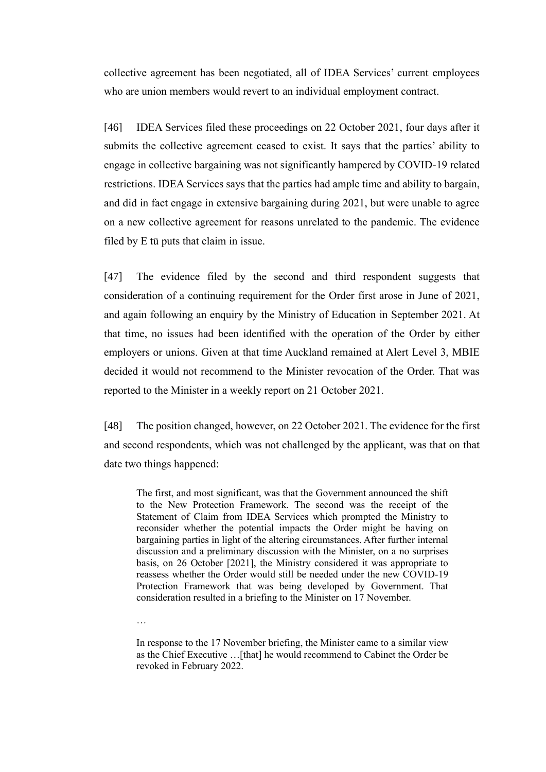collective agreement has been negotiated, all of IDEA Services' current employees who are union members would revert to an individual employment contract.

[46] IDEA Services filed these proceedings on 22 October 2021, four days after it submits the collective agreement ceased to exist. It says that the parties' ability to engage in collective bargaining was not significantly hampered by COVID-19 related restrictions. IDEA Services says that the parties had ample time and ability to bargain, and did in fact engage in extensive bargaining during 2021, but were unable to agree on a new collective agreement for reasons unrelated to the pandemic. The evidence filed by E tū puts that claim in issue.

[47] The evidence filed by the second and third respondent suggests that consideration of a continuing requirement for the Order first arose in June of 2021, and again following an enquiry by the Ministry of Education in September 2021. At that time, no issues had been identified with the operation of the Order by either employers or unions. Given at that time Auckland remained at Alert Level 3, MBIE decided it would not recommend to the Minister revocation of the Order. That was reported to the Minister in a weekly report on 21 October 2021.

[48] The position changed, however, on 22 October 2021. The evidence for the first and second respondents, which was not challenged by the applicant, was that on that date two things happened:

> The first, and most significant, was that the Government announced the shift to the New Protection Framework. The second was the receipt of the Statement of Claim from IDEA Services which prompted the Ministry to reconsider whether the potential impacts the Order might be having on bargaining parties in light of the altering circumstances. After further internal discussion and a preliminary discussion with the Minister, on a no surprises basis, on 26 October [2021], the Ministry considered it was appropriate to reassess whether the Order would still be needed under the new COVID-19 Protection Framework that was being developed by Government. That consideration resulted in a briefing to the Minister on 17 November.
>
> …
>
> In response to the 17 November briefing, the Minister came to a similar view as the Chief Executive …[that] he would recommend to Cabinet the Order be revoked in February 2022.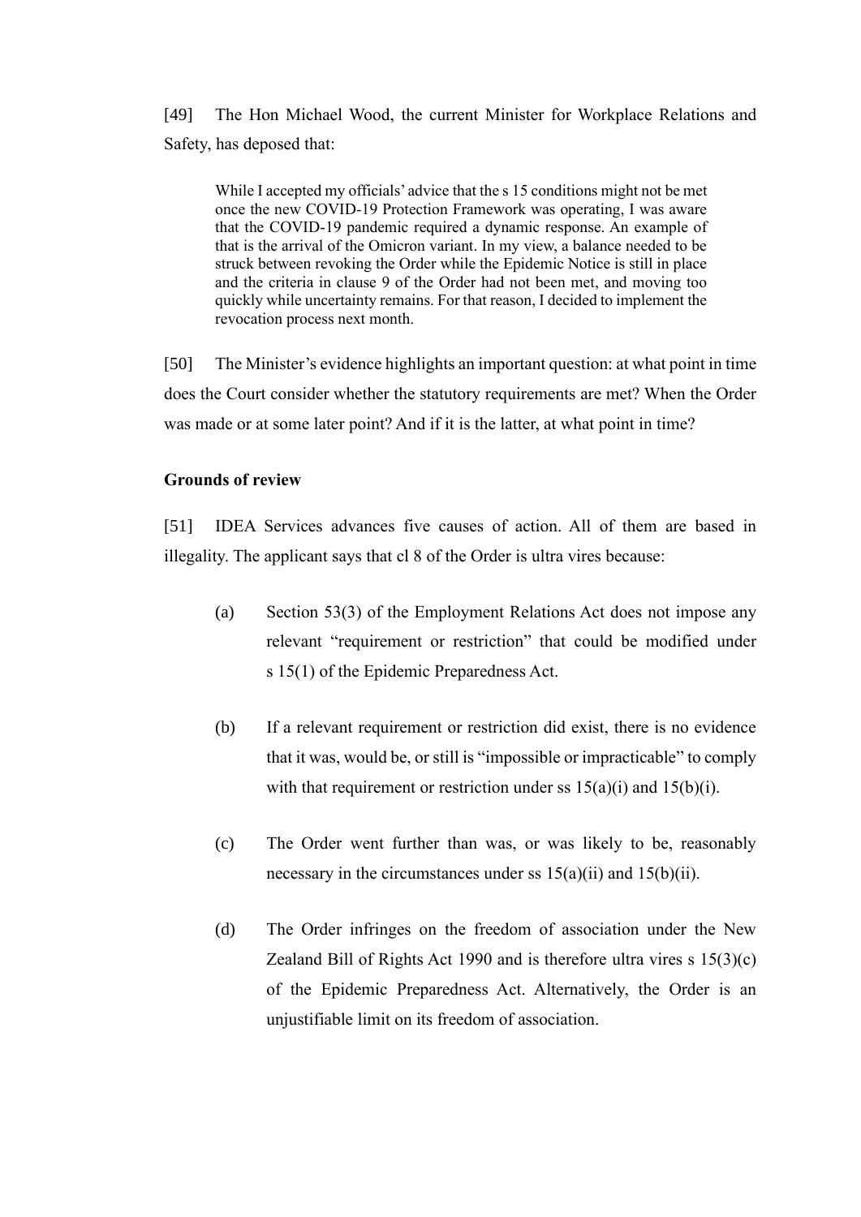[49] The Hon Michael Wood, the current Minister for Workplace Relations and Safety, has deposed that:

> While I accepted my officials' advice that the s 15 conditions might not be met once the new COVID-19 Protection Framework was operating, I was aware that the COVID-19 pandemic required a dynamic response. An example of that is the arrival of the Omicron variant. In my view, a balance needed to be struck between revoking the Order while the Epidemic Notice is still in place and the criteria in clause 9 of the Order had not been met, and moving too quickly while uncertainty remains. For that reason, I decided to implement the revocation process next month.

[50] The Minister's evidence highlights an important question: at what point in time does the Court consider whether the statutory requirements are met? When the Order was made or at some later point? And if it is the latter, at what point in time?

**Grounds of review**

[51] IDEA Services advances five causes of action. All of them are based in illegality. The applicant says that cl 8 of the Order is ultra vires because:

(a) Section 53(3) of the Employment Relations Act does not impose any relevant "requirement or restriction" that could be modified under s 15(1) of the Epidemic Preparedness Act.

(b) If a relevant requirement or restriction did exist, there is no evidence that it was, would be, or still is "impossible or impracticable" to comply with that requirement or restriction under ss 15(a)(i) and 15(b)(i).

(c) The Order went further than was, or was likely to be, reasonably necessary in the circumstances under ss 15(a)(ii) and 15(b)(ii).

(d) The Order infringes on the freedom of association under the New Zealand Bill of Rights Act 1990 and is therefore ultra vires s 15(3)(c) of the Epidemic Preparedness Act. Alternatively, the Order is an unjustifiable limit on its freedom of association.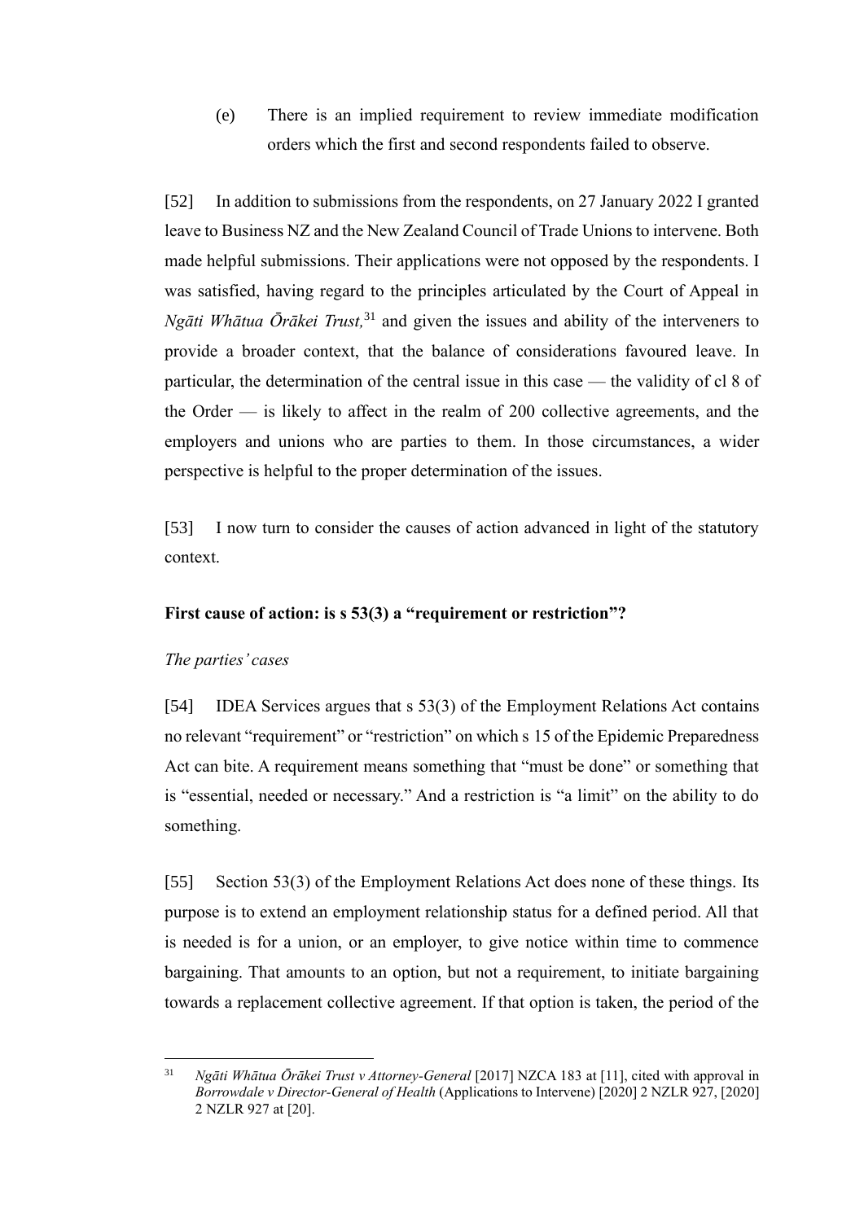(e) There is an implied requirement to review immediate modification orders which the first and second respondents failed to observe.

[52] In addition to submissions from the respondents, on 27 January 2022 I granted leave to Business NZ and the New Zealand Council of Trade Unions to intervene. Both made helpful submissions. Their applications were not opposed by the respondents. I was satisfied, having regard to the principles articulated by the Court of Appeal in *Ngāti Whātua Ōrākei Trust,*[31] and given the issues and ability of the interveners to provide a broader context, that the balance of considerations favoured leave. In particular, the determination of the central issue in this case — the validity of cl 8 of the Order — is likely to affect in the realm of 200 collective agreements, and the employers and unions who are parties to them. In those circumstances, a wider perspective is helpful to the proper determination of the issues.

[53] I now turn to consider the causes of action advanced in light of the statutory context.

### First cause of action: is s 53(3) a "requirement or restriction"?

#### *The parties' cases*

[54] IDEA Services argues that s 53(3) of the Employment Relations Act contains no relevant "requirement" or "restriction" on which s 15 of the Epidemic Preparedness Act can bite. A requirement means something that "must be done" or something that is "essential, needed or necessary." And a restriction is "a limit" on the ability to do something.

[55] Section 53(3) of the Employment Relations Act does none of these things. Its purpose is to extend an employment relationship status for a defined period. All that is needed is for a union, or an employer, to give notice within time to commence bargaining. That amounts to an option, but not a requirement, to initiate bargaining towards a replacement collective agreement. If that option is taken, the period of the

---

[31] *Ngāti Whātua Ōrākei Trust v Attorney-General* [2017] NZCA 183 at [11], cited with approval in *Borrowdale v Director-General of Health* (Applications to Intervene) [2020] 2 NZLR 927, [2020] 2 NZLR 927 at [20].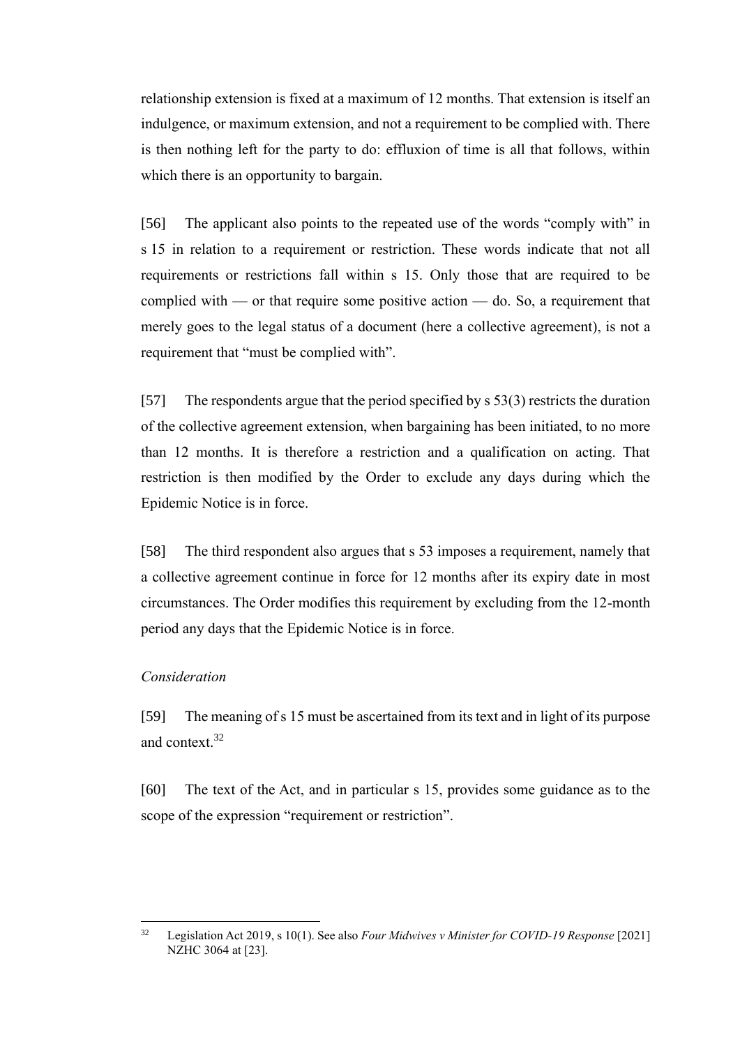relationship extension is fixed at a maximum of 12 months. That extension is itself an indulgence, or maximum extension, and not a requirement to be complied with. There is then nothing left for the party to do: effluxion of time is all that follows, within which there is an opportunity to bargain.

[56] The applicant also points to the repeated use of the words "comply with" in s 15 in relation to a requirement or restriction. These words indicate that not all requirements or restrictions fall within s 15. Only those that are required to be complied with — or that require some positive action — do. So, a requirement that merely goes to the legal status of a document (here a collective agreement), is not a requirement that "must be complied with".

[57] The respondents argue that the period specified by s 53(3) restricts the duration of the collective agreement extension, when bargaining has been initiated, to no more than 12 months. It is therefore a restriction and a qualification on acting. That restriction is then modified by the Order to exclude any days during which the Epidemic Notice is in force.

[58] The third respondent also argues that s 53 imposes a requirement, namely that a collective agreement continue in force for 12 months after its expiry date in most circumstances. The Order modifies this requirement by excluding from the 12-month period any days that the Epidemic Notice is in force.

*Consideration*

[59] The meaning of s 15 must be ascertained from its text and in light of its purpose and context.[32]

[60] The text of the Act, and in particular s 15, provides some guidance as to the scope of the expression "requirement or restriction".

---

[32] Legislation Act 2019, s 10(1). See also *Four Midwives v Minister for COVID-19 Response* [2021] NZHC 3064 at [23].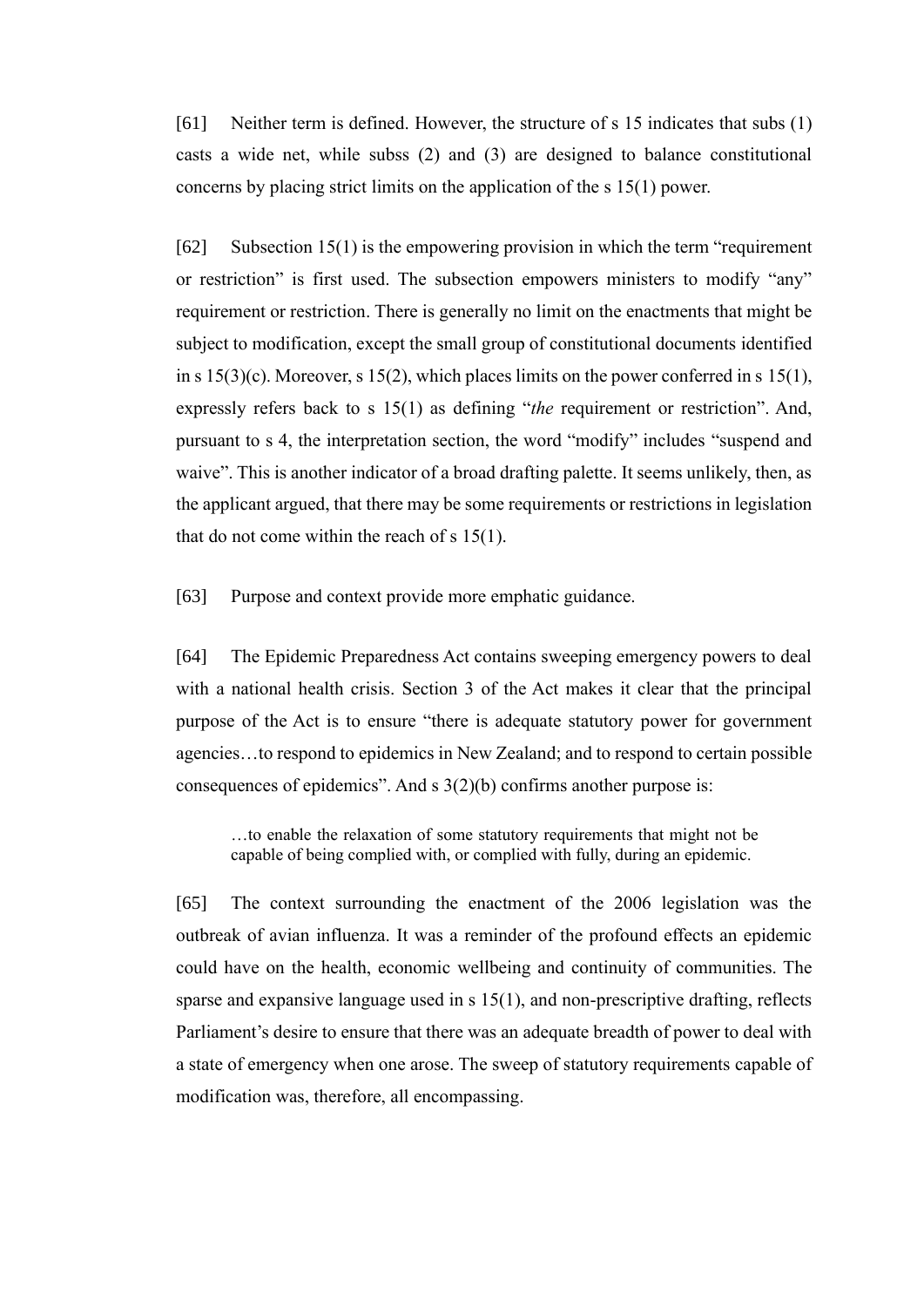[61] Neither term is defined. However, the structure of s 15 indicates that subs (1) casts a wide net, while subss (2) and (3) are designed to balance constitutional concerns by placing strict limits on the application of the s 15(1) power.

[62] Subsection 15(1) is the empowering provision in which the term "requirement or restriction" is first used. The subsection empowers ministers to modify "any" requirement or restriction. There is generally no limit on the enactments that might be subject to modification, except the small group of constitutional documents identified in s 15(3)(c). Moreover, s 15(2), which places limits on the power conferred in s 15(1), expressly refers back to s 15(1) as defining "*the* requirement or restriction". And, pursuant to s 4, the interpretation section, the word "modify" includes "suspend and waive". This is another indicator of a broad drafting palette. It seems unlikely, then, as the applicant argued, that there may be some requirements or restrictions in legislation that do not come within the reach of s 15(1).

[63] Purpose and context provide more emphatic guidance.

[64] The Epidemic Preparedness Act contains sweeping emergency powers to deal with a national health crisis. Section 3 of the Act makes it clear that the principal purpose of the Act is to ensure "there is adequate statutory power for government agencies…to respond to epidemics in New Zealand; and to respond to certain possible consequences of epidemics". And s 3(2)(b) confirms another purpose is:

> …to enable the relaxation of some statutory requirements that might not be capable of being complied with, or complied with fully, during an epidemic.

[65] The context surrounding the enactment of the 2006 legislation was the outbreak of avian influenza. It was a reminder of the profound effects an epidemic could have on the health, economic wellbeing and continuity of communities. The sparse and expansive language used in s 15(1), and non-prescriptive drafting, reflects Parliament's desire to ensure that there was an adequate breadth of power to deal with a state of emergency when one arose. The sweep of statutory requirements capable of modification was, therefore, all encompassing.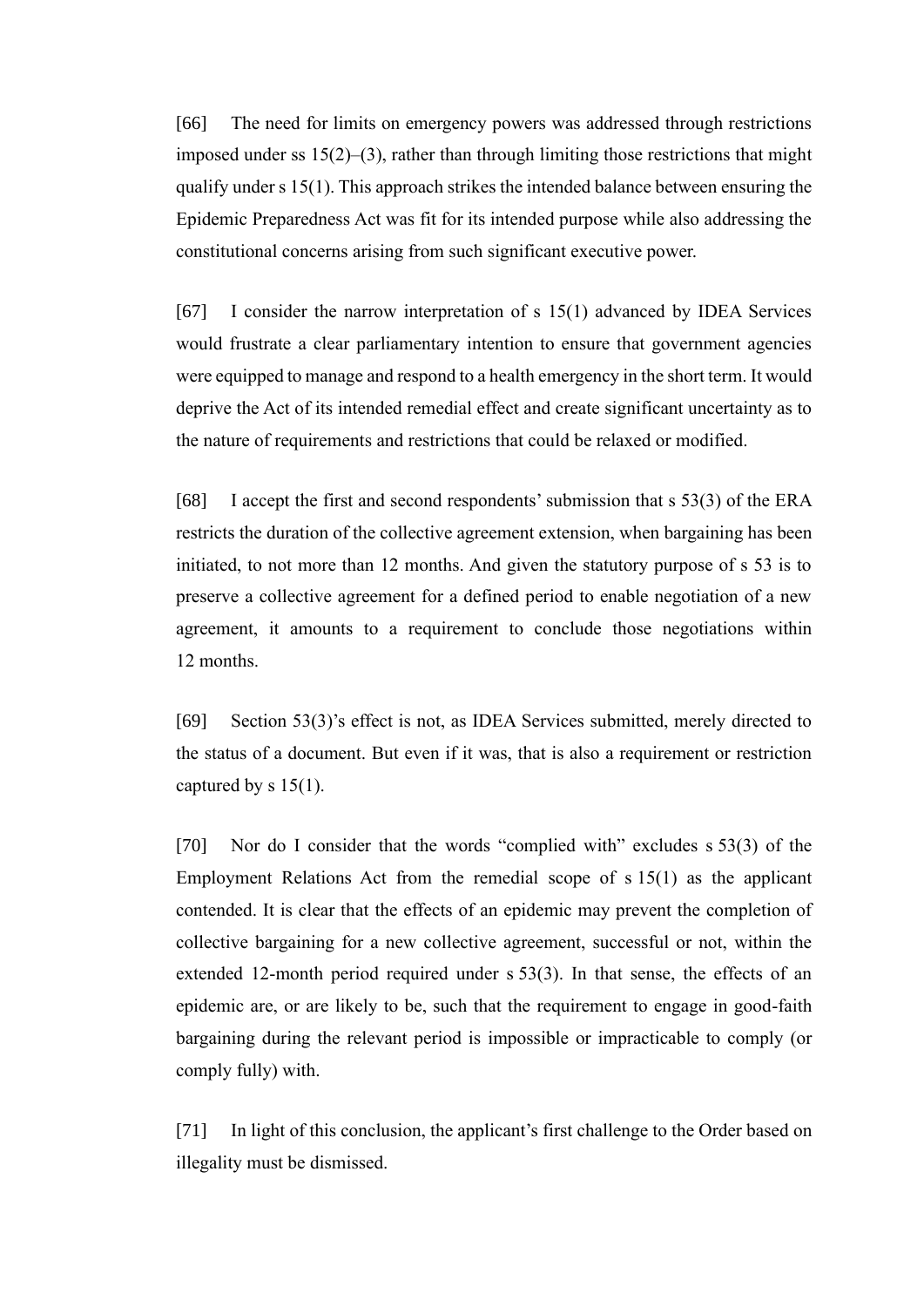[66] The need for limits on emergency powers was addressed through restrictions imposed under ss 15(2)–(3), rather than through limiting those restrictions that might qualify under s 15(1). This approach strikes the intended balance between ensuring the Epidemic Preparedness Act was fit for its intended purpose while also addressing the constitutional concerns arising from such significant executive power.

[67] I consider the narrow interpretation of s 15(1) advanced by IDEA Services would frustrate a clear parliamentary intention to ensure that government agencies were equipped to manage and respond to a health emergency in the short term. It would deprive the Act of its intended remedial effect and create significant uncertainty as to the nature of requirements and restrictions that could be relaxed or modified.

[68] I accept the first and second respondents' submission that s 53(3) of the ERA restricts the duration of the collective agreement extension, when bargaining has been initiated, to not more than 12 months. And given the statutory purpose of s 53 is to preserve a collective agreement for a defined period to enable negotiation of a new agreement, it amounts to a requirement to conclude those negotiations within 12 months.

[69] Section 53(3)'s effect is not, as IDEA Services submitted, merely directed to the status of a document. But even if it was, that is also a requirement or restriction captured by s 15(1).

[70] Nor do I consider that the words "complied with" excludes s 53(3) of the Employment Relations Act from the remedial scope of s 15(1) as the applicant contended. It is clear that the effects of an epidemic may prevent the completion of collective bargaining for a new collective agreement, successful or not, within the extended 12-month period required under s 53(3). In that sense, the effects of an epidemic are, or are likely to be, such that the requirement to engage in good-faith bargaining during the relevant period is impossible or impracticable to comply (or comply fully) with.

[71] In light of this conclusion, the applicant's first challenge to the Order based on illegality must be dismissed.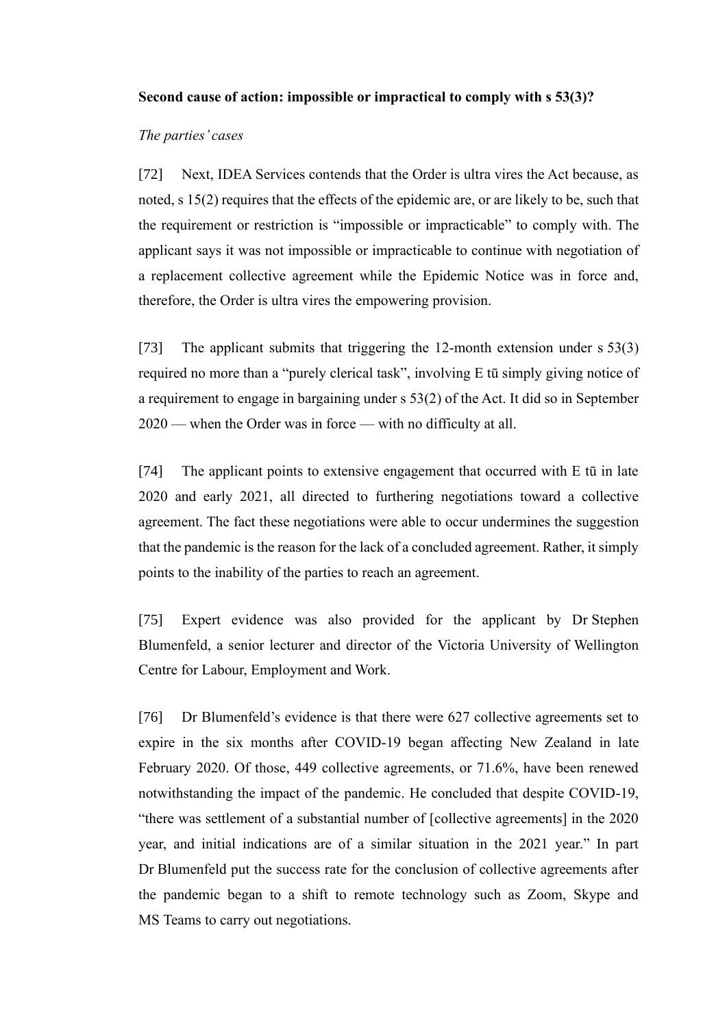**Second cause of action: impossible or impractical to comply with s 53(3)?**

*The parties' cases*

[72] Next, IDEA Services contends that the Order is ultra vires the Act because, as noted, s 15(2) requires that the effects of the epidemic are, or are likely to be, such that the requirement or restriction is "impossible or impracticable" to comply with. The applicant says it was not impossible or impracticable to continue with negotiation of a replacement collective agreement while the Epidemic Notice was in force and, therefore, the Order is ultra vires the empowering provision.

[73] The applicant submits that triggering the 12-month extension under s 53(3) required no more than a "purely clerical task", involving E tū simply giving notice of a requirement to engage in bargaining under s 53(2) of the Act. It did so in September 2020 — when the Order was in force — with no difficulty at all.

[74] The applicant points to extensive engagement that occurred with E tū in late 2020 and early 2021, all directed to furthering negotiations toward a collective agreement. The fact these negotiations were able to occur undermines the suggestion that the pandemic is the reason for the lack of a concluded agreement. Rather, it simply points to the inability of the parties to reach an agreement.

[75] Expert evidence was also provided for the applicant by Dr Stephen Blumenfeld, a senior lecturer and director of the Victoria University of Wellington Centre for Labour, Employment and Work.

[76] Dr Blumenfeld's evidence is that there were 627 collective agreements set to expire in the six months after COVID-19 began affecting New Zealand in late February 2020. Of those, 449 collective agreements, or 71.6%, have been renewed notwithstanding the impact of the pandemic. He concluded that despite COVID-19, "there was settlement of a substantial number of [collective agreements] in the 2020 year, and initial indications are of a similar situation in the 2021 year." In part Dr Blumenfeld put the success rate for the conclusion of collective agreements after the pandemic began to a shift to remote technology such as Zoom, Skype and MS Teams to carry out negotiations.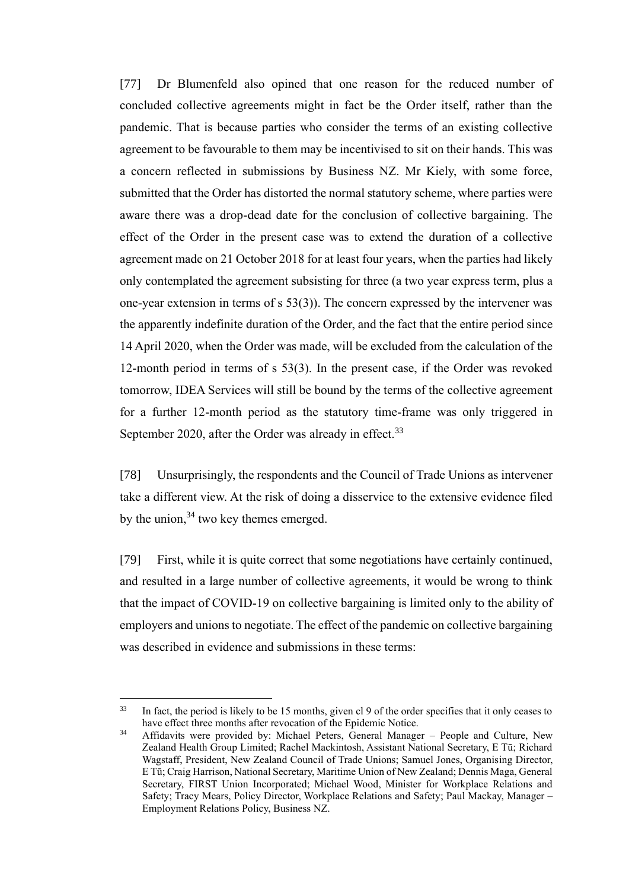[77] Dr Blumenfeld also opined that one reason for the reduced number of concluded collective agreements might in fact be the Order itself, rather than the pandemic. That is because parties who consider the terms of an existing collective agreement to be favourable to them may be incentivised to sit on their hands. This was a concern reflected in submissions by Business NZ. Mr Kiely, with some force, submitted that the Order has distorted the normal statutory scheme, where parties were aware there was a drop-dead date for the conclusion of collective bargaining. The effect of the Order in the present case was to extend the duration of a collective agreement made on 21 October 2018 for at least four years, when the parties had likely only contemplated the agreement subsisting for three (a two year express term, plus a one-year extension in terms of s 53(3)). The concern expressed by the intervener was the apparently indefinite duration of the Order, and the fact that the entire period since 14 April 2020, when the Order was made, will be excluded from the calculation of the 12-month period in terms of s 53(3). In the present case, if the Order was revoked tomorrow, IDEA Services will still be bound by the terms of the collective agreement for a further 12-month period as the statutory time-frame was only triggered in September 2020, after the Order was already in effect.[33]

[78] Unsurprisingly, the respondents and the Council of Trade Unions as intervener take a different view. At the risk of doing a disservice to the extensive evidence filed by the union,[34] two key themes emerged.

[79] First, while it is quite correct that some negotiations have certainly continued, and resulted in a large number of collective agreements, it would be wrong to think that the impact of COVID-19 on collective bargaining is limited only to the ability of employers and unions to negotiate. The effect of the pandemic on collective bargaining was described in evidence and submissions in these terms:

---

[33] In fact, the period is likely to be 15 months, given cl 9 of the order specifies that it only ceases to have effect three months after revocation of the Epidemic Notice.

[34] Affidavits were provided by: Michael Peters, General Manager – People and Culture, New Zealand Health Group Limited; Rachel Mackintosh, Assistant National Secretary, E Tū; Richard Wagstaff, President, New Zealand Council of Trade Unions; Samuel Jones, Organising Director, E Tū; Craig Harrison, National Secretary, Maritime Union of New Zealand; Dennis Maga, General Secretary, FIRST Union Incorporated; Michael Wood, Minister for Workplace Relations and Safety; Tracy Mears, Policy Director, Workplace Relations and Safety; Paul Mackay, Manager – Employment Relations Policy, Business NZ.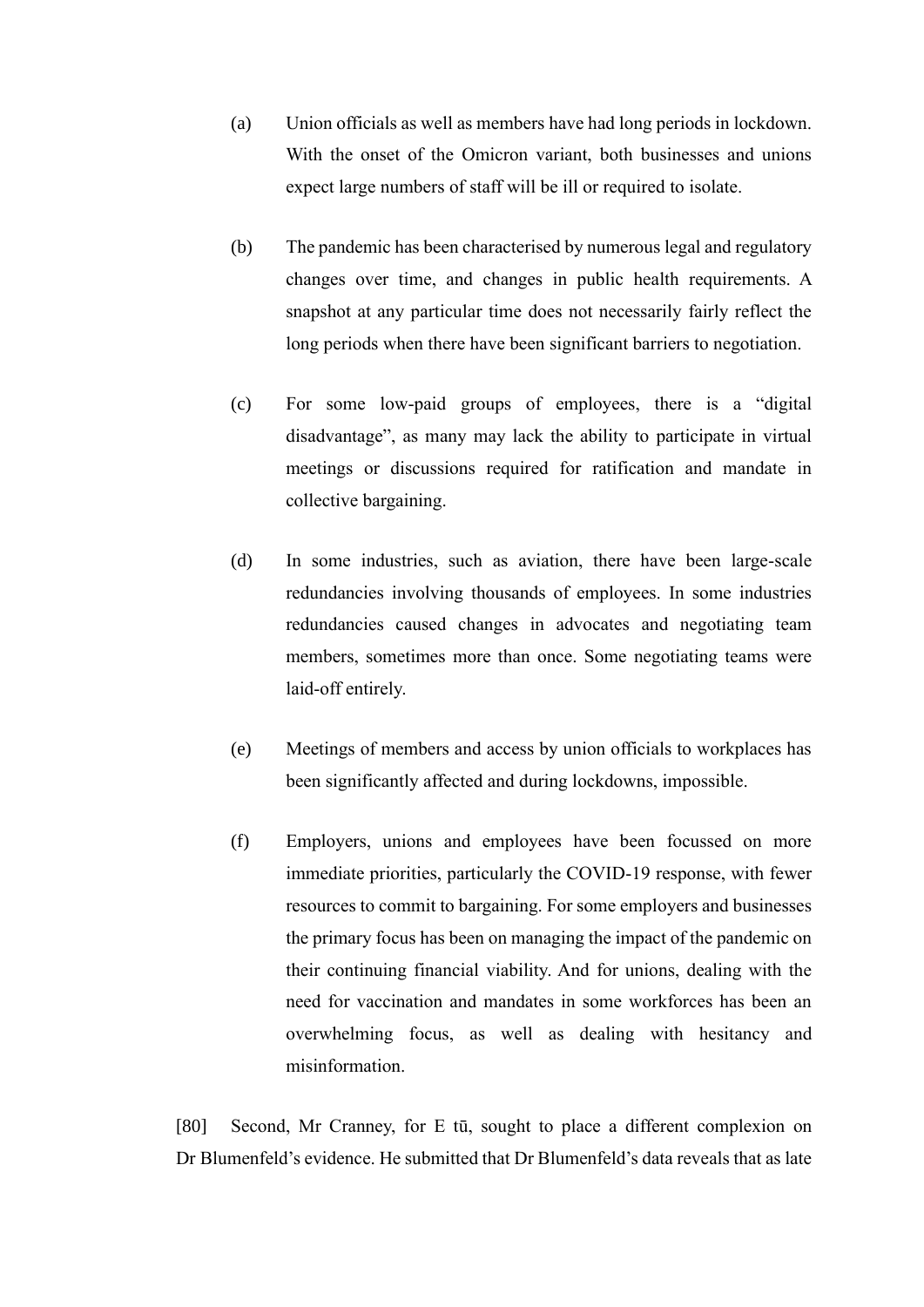(a) Union officials as well as members have had long periods in lockdown. With the onset of the Omicron variant, both businesses and unions expect large numbers of staff will be ill or required to isolate.

(b) The pandemic has been characterised by numerous legal and regulatory changes over time, and changes in public health requirements. A snapshot at any particular time does not necessarily fairly reflect the long periods when there have been significant barriers to negotiation.

(c) For some low-paid groups of employees, there is a "digital disadvantage", as many may lack the ability to participate in virtual meetings or discussions required for ratification and mandate in collective bargaining.

(d) In some industries, such as aviation, there have been large-scale redundancies involving thousands of employees. In some industries redundancies caused changes in advocates and negotiating team members, sometimes more than once. Some negotiating teams were laid-off entirely.

(e) Meetings of members and access by union officials to workplaces has been significantly affected and during lockdowns, impossible.

(f) Employers, unions and employees have been focussed on more immediate priorities, particularly the COVID-19 response, with fewer resources to commit to bargaining. For some employers and businesses the primary focus has been on managing the impact of the pandemic on their continuing financial viability. And for unions, dealing with the need for vaccination and mandates in some workforces has been an overwhelming focus, as well as dealing with hesitancy and misinformation.

[80] Second, Mr Cranney, for E tū, sought to place a different complexion on Dr Blumenfeld's evidence. He submitted that Dr Blumenfeld's data reveals that as late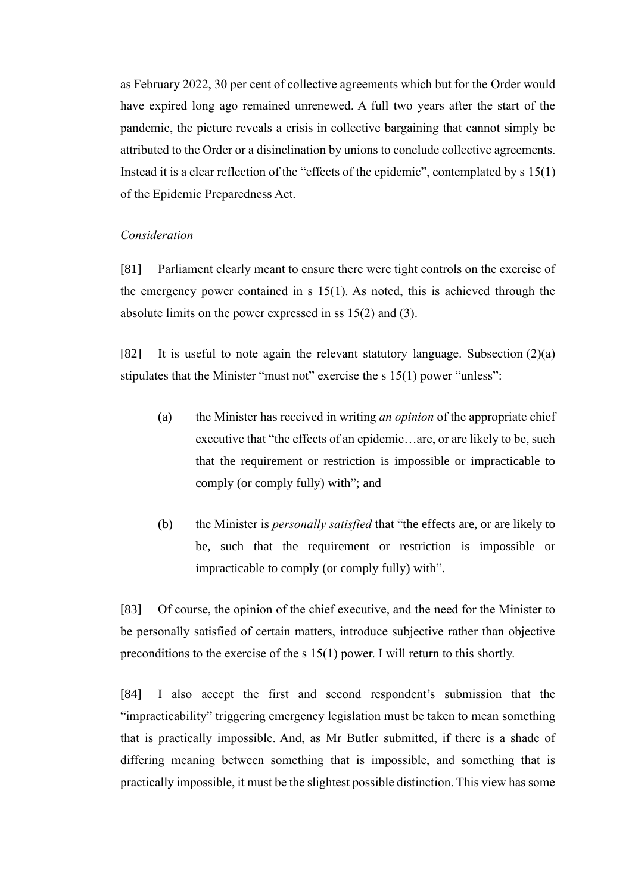as February 2022, 30 per cent of collective agreements which but for the Order would have expired long ago remained unrenewed. A full two years after the start of the pandemic, the picture reveals a crisis in collective bargaining that cannot simply be attributed to the Order or a disinclination by unions to conclude collective agreements. Instead it is a clear reflection of the "effects of the epidemic", contemplated by s 15(1) of the Epidemic Preparedness Act.

*Consideration*

[81] Parliament clearly meant to ensure there were tight controls on the exercise of the emergency power contained in s 15(1). As noted, this is achieved through the absolute limits on the power expressed in ss 15(2) and (3).

[82] It is useful to note again the relevant statutory language. Subsection (2)(a) stipulates that the Minister "must not" exercise the s 15(1) power "unless":

> (a) the Minister has received in writing *an opinion* of the appropriate chief executive that "the effects of an epidemic…are, or are likely to be, such that the requirement or restriction is impossible or impracticable to comply (or comply fully) with"; and
>
> (b) the Minister is *personally satisfied* that "the effects are, or are likely to be, such that the requirement or restriction is impossible or impracticable to comply (or comply fully) with".

[83] Of course, the opinion of the chief executive, and the need for the Minister to be personally satisfied of certain matters, introduce subjective rather than objective preconditions to the exercise of the s 15(1) power. I will return to this shortly.

[84] I also accept the first and second respondent's submission that the "impracticability" triggering emergency legislation must be taken to mean something that is practically impossible. And, as Mr Butler submitted, if there is a shade of differing meaning between something that is impossible, and something that is practically impossible, it must be the slightest possible distinction. This view has some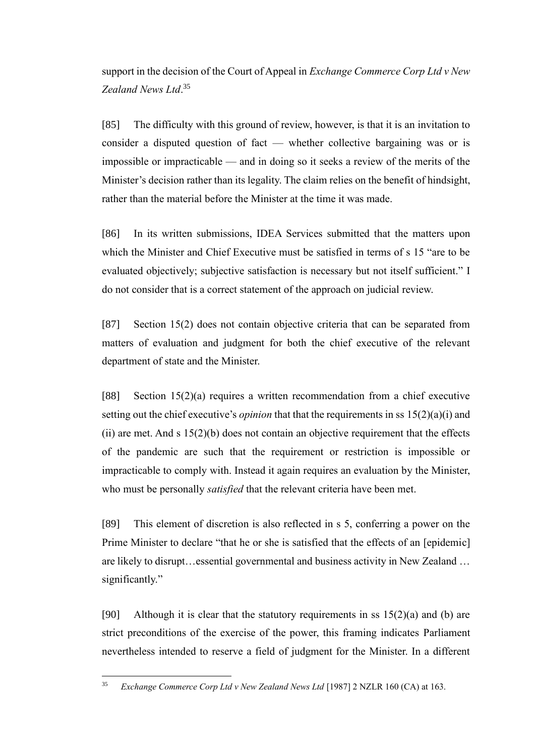support in the decision of the Court of Appeal in *Exchange Commerce Corp Ltd v New Zealand News Ltd*.[35]

[85] The difficulty with this ground of review, however, is that it is an invitation to consider a disputed question of fact — whether collective bargaining was or is impossible or impracticable — and in doing so it seeks a review of the merits of the Minister's decision rather than its legality. The claim relies on the benefit of hindsight, rather than the material before the Minister at the time it was made.

[86] In its written submissions, IDEA Services submitted that the matters upon which the Minister and Chief Executive must be satisfied in terms of s 15 "are to be evaluated objectively; subjective satisfaction is necessary but not itself sufficient." I do not consider that is a correct statement of the approach on judicial review.

[87] Section 15(2) does not contain objective criteria that can be separated from matters of evaluation and judgment for both the chief executive of the relevant department of state and the Minister.

[88] Section 15(2)(a) requires a written recommendation from a chief executive setting out the chief executive's *opinion* that that the requirements in ss 15(2)(a)(i) and (ii) are met. And s 15(2)(b) does not contain an objective requirement that the effects of the pandemic are such that the requirement or restriction is impossible or impracticable to comply with. Instead it again requires an evaluation by the Minister, who must be personally *satisfied* that the relevant criteria have been met.

[89] This element of discretion is also reflected in s 5, conferring a power on the Prime Minister to declare "that he or she is satisfied that the effects of an [epidemic] are likely to disrupt…essential governmental and business activity in New Zealand … significantly."

[90] Although it is clear that the statutory requirements in ss 15(2)(a) and (b) are strict preconditions of the exercise of the power, this framing indicates Parliament nevertheless intended to reserve a field of judgment for the Minister. In a different

---

[35] *Exchange Commerce Corp Ltd v New Zealand News Ltd* [1987] 2 NZLR 160 (CA) at 163.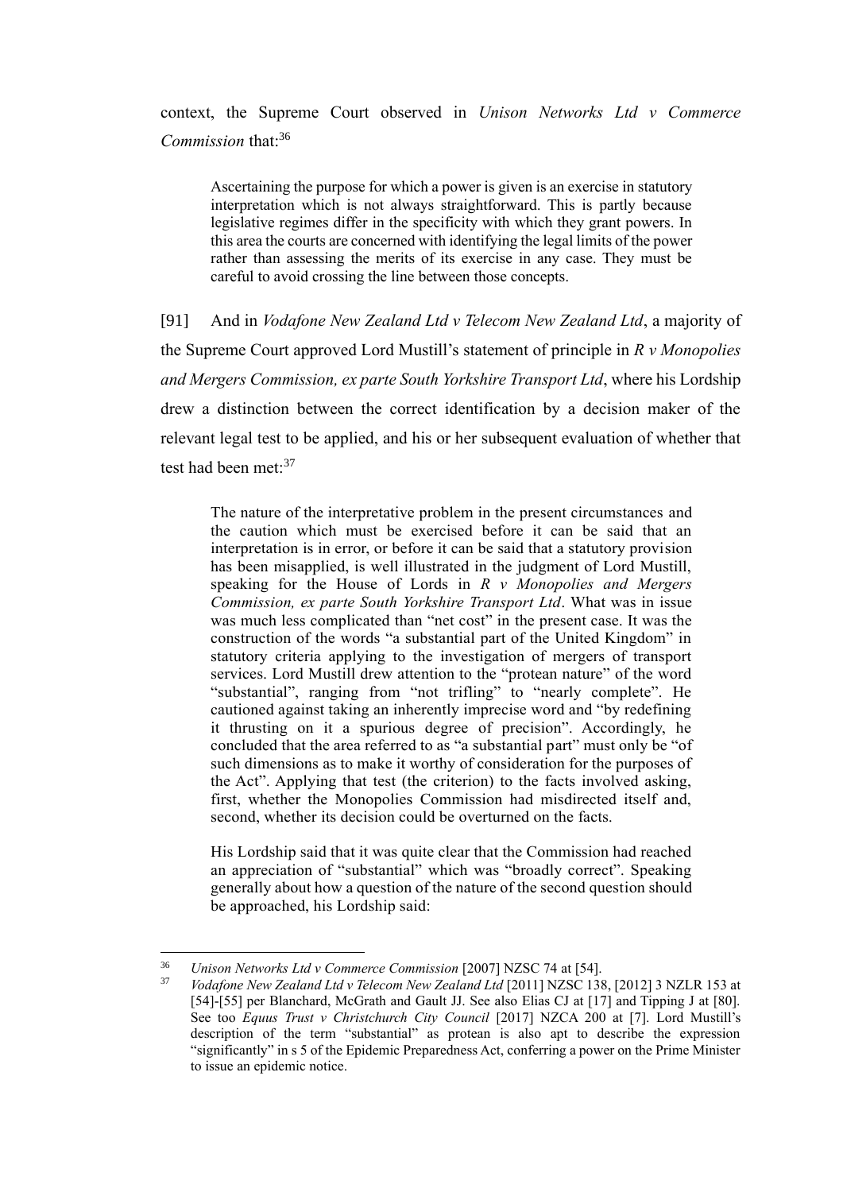context, the Supreme Court observed in *Unison Networks Ltd v Commerce Commission* that:[36]

> Ascertaining the purpose for which a power is given is an exercise in statutory interpretation which is not always straightforward. This is partly because legislative regimes differ in the specificity with which they grant powers. In this area the courts are concerned with identifying the legal limits of the power rather than assessing the merits of its exercise in any case. They must be careful to avoid crossing the line between those concepts.

[91] And in *Vodafone New Zealand Ltd v Telecom New Zealand Ltd*, a majority of the Supreme Court approved Lord Mustill's statement of principle in *R v Monopolies and Mergers Commission, ex parte South Yorkshire Transport Ltd*, where his Lordship drew a distinction between the correct identification by a decision maker of the relevant legal test to be applied, and his or her subsequent evaluation of whether that test had been met:[37]

> The nature of the interpretative problem in the present circumstances and the caution which must be exercised before it can be said that an interpretation is in error, or before it can be said that a statutory provision has been misapplied, is well illustrated in the judgment of Lord Mustill, speaking for the House of Lords in *R v Monopolies and Mergers Commission, ex parte South Yorkshire Transport Ltd*. What was in issue was much less complicated than "net cost" in the present case. It was the construction of the words "a substantial part of the United Kingdom" in statutory criteria applying to the investigation of mergers of transport services. Lord Mustill drew attention to the "protean nature" of the word "substantial", ranging from "not trifling" to "nearly complete". He cautioned against taking an inherently imprecise word and "by redefining it thrusting on it a spurious degree of precision". Accordingly, he concluded that the area referred to as "a substantial part" must only be "of such dimensions as to make it worthy of consideration for the purposes of the Act". Applying that test (the criterion) to the facts involved asking, first, whether the Monopolies Commission had misdirected itself and, second, whether its decision could be overturned on the facts.
>
> His Lordship said that it was quite clear that the Commission had reached an appreciation of "substantial" which was "broadly correct". Speaking generally about how a question of the nature of the second question should be approached, his Lordship said:

---

[36] *Unison Networks Ltd v Commerce Commission* [2007] NZSC 74 at [54].

[37] *Vodafone New Zealand Ltd v Telecom New Zealand Ltd* [2011] NZSC 138, [2012] 3 NZLR 153 at [54]-[55] per Blanchard, McGrath and Gault JJ. See also Elias CJ at [17] and Tipping J at [80]. See too *Equus Trust v Christchurch City Council* [2017] NZCA 200 at [7]. Lord Mustill's description of the term "substantial" as protean is also apt to describe the expression "significantly" in s 5 of the Epidemic Preparedness Act, conferring a power on the Prime Minister to issue an epidemic notice.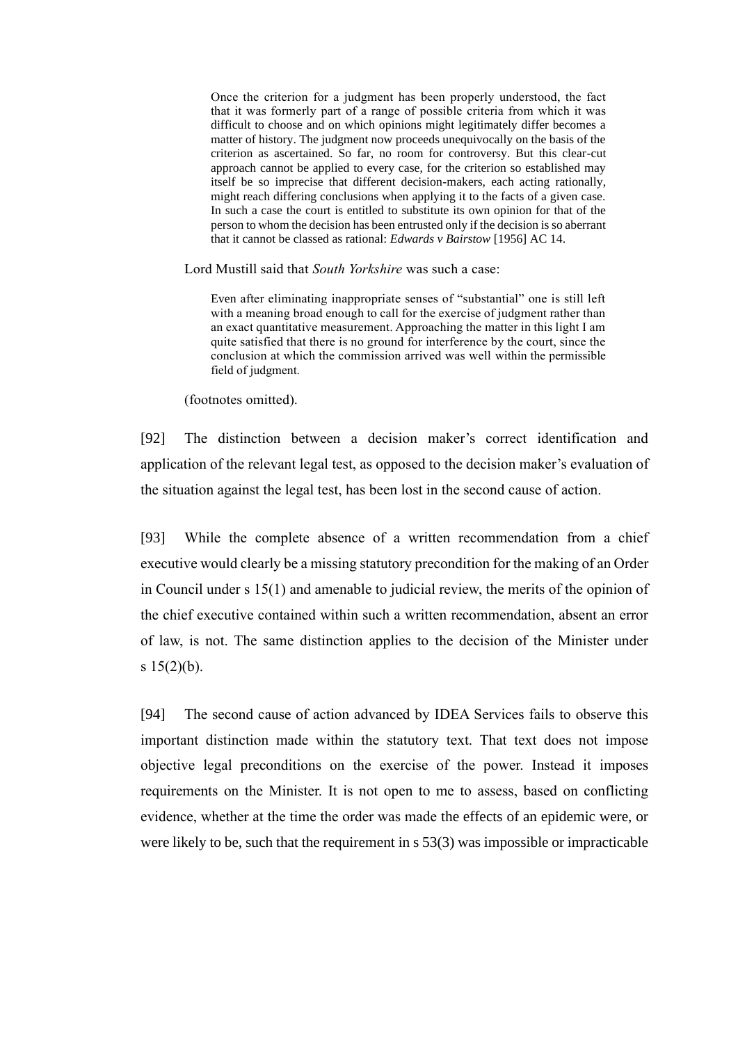> Once the criterion for a judgment has been properly understood, the fact that it was formerly part of a range of possible criteria from which it was difficult to choose and on which opinions might legitimately differ becomes a matter of history. The judgment now proceeds unequivocally on the basis of the criterion as ascertained. So far, no room for controversy. But this clear-cut approach cannot be applied to every case, for the criterion so established may itself be so imprecise that different decision-makers, each acting rationally, might reach differing conclusions when applying it to the facts of a given case. In such a case the court is entitled to substitute its own opinion for that of the person to whom the decision has been entrusted only if the decision is so aberrant that it cannot be classed as rational: *Edwards v Bairstow* [1956] AC 14.

Lord Mustill said that *South Yorkshire* was such a case:

> Even after eliminating inappropriate senses of "substantial" one is still left with a meaning broad enough to call for the exercise of judgment rather than an exact quantitative measurement. Approaching the matter in this light I am quite satisfied that there is no ground for interference by the court, since the conclusion at which the commission arrived was well within the permissible field of judgment.

(footnotes omitted).

[92] The distinction between a decision maker's correct identification and application of the relevant legal test, as opposed to the decision maker's evaluation of the situation against the legal test, has been lost in the second cause of action.

[93] While the complete absence of a written recommendation from a chief executive would clearly be a missing statutory precondition for the making of an Order in Council under s 15(1) and amenable to judicial review, the merits of the opinion of the chief executive contained within such a written recommendation, absent an error of law, is not. The same distinction applies to the decision of the Minister under s 15(2)(b).

[94] The second cause of action advanced by IDEA Services fails to observe this important distinction made within the statutory text. That text does not impose objective legal preconditions on the exercise of the power. Instead it imposes requirements on the Minister. It is not open to me to assess, based on conflicting evidence, whether at the time the order was made the effects of an epidemic were, or were likely to be, such that the requirement in s 53(3) was impossible or impracticable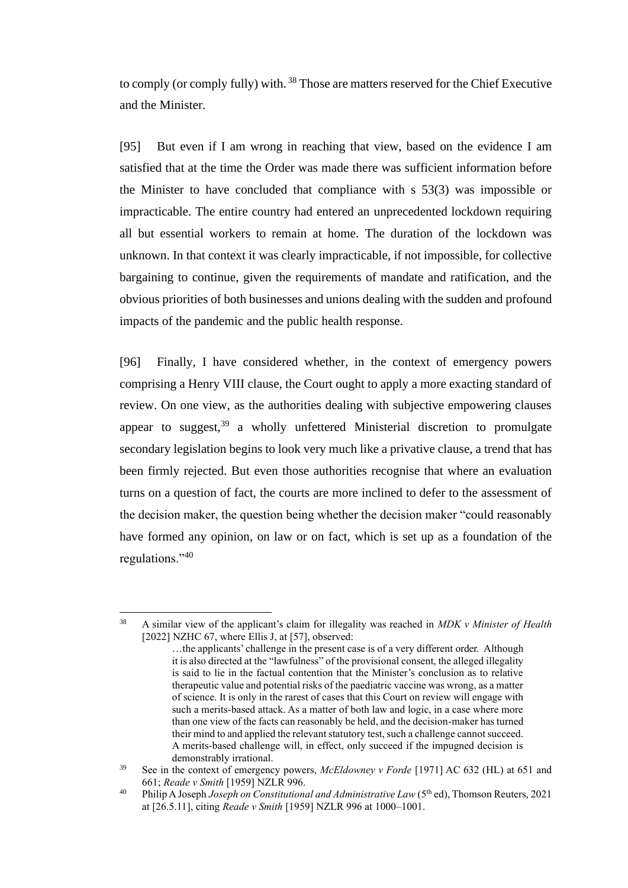to comply (or comply fully) with.[38] Those are matters reserved for the Chief Executive and the Minister.

[95] But even if I am wrong in reaching that view, based on the evidence I am satisfied that at the time the Order was made there was sufficient information before the Minister to have concluded that compliance with s 53(3) was impossible or impracticable. The entire country had entered an unprecedented lockdown requiring all but essential workers to remain at home. The duration of the lockdown was unknown. In that context it was clearly impracticable, if not impossible, for collective bargaining to continue, given the requirements of mandate and ratification, and the obvious priorities of both businesses and unions dealing with the sudden and profound impacts of the pandemic and the public health response.

[96] Finally, I have considered whether, in the context of emergency powers comprising a Henry VIII clause, the Court ought to apply a more exacting standard of review. On one view, as the authorities dealing with subjective empowering clauses appear to suggest,[39] a wholly unfettered Ministerial discretion to promulgate secondary legislation begins to look very much like a privative clause, a trend that has been firmly rejected. But even those authorities recognise that where an evaluation turns on a question of fact, the courts are more inclined to defer to the assessment of the decision maker, the question being whether the decision maker "could reasonably have formed any opinion, on law or on fact, which is set up as a foundation of the regulations."[40]

---

[38] A similar view of the applicant's claim for illegality was reached in *MDK v Minister of Health* [2022] NZHC 67, where Ellis J, at [57], observed:

> …the applicants' challenge in the present case is of a very different order. Although it is also directed at the "lawfulness" of the provisional consent, the alleged illegality is said to lie in the factual contention that the Minister's conclusion as to relative therapeutic value and potential risks of the paediatric vaccine was wrong, as a matter of science. It is only in the rarest of cases that this Court on review will engage with such a merits-based attack. As a matter of both law and logic, in a case where more than one view of the facts can reasonably be held, and the decision-maker has turned their mind to and applied the relevant statutory test, such a challenge cannot succeed. A merits-based challenge will, in effect, only succeed if the impugned decision is demonstrably irrational.

[39] See in the context of emergency powers, *McEldowney v Forde* [1971] AC 632 (HL) at 651 and 661; *Reade v Smith* [1959] NZLR 996.

[40] Philip A Joseph *Joseph on Constitutional and Administrative Law* (5th ed), Thomson Reuters, 2021 at [26.5.11], citing *Reade v Smith* [1959] NZLR 996 at 1000–1001.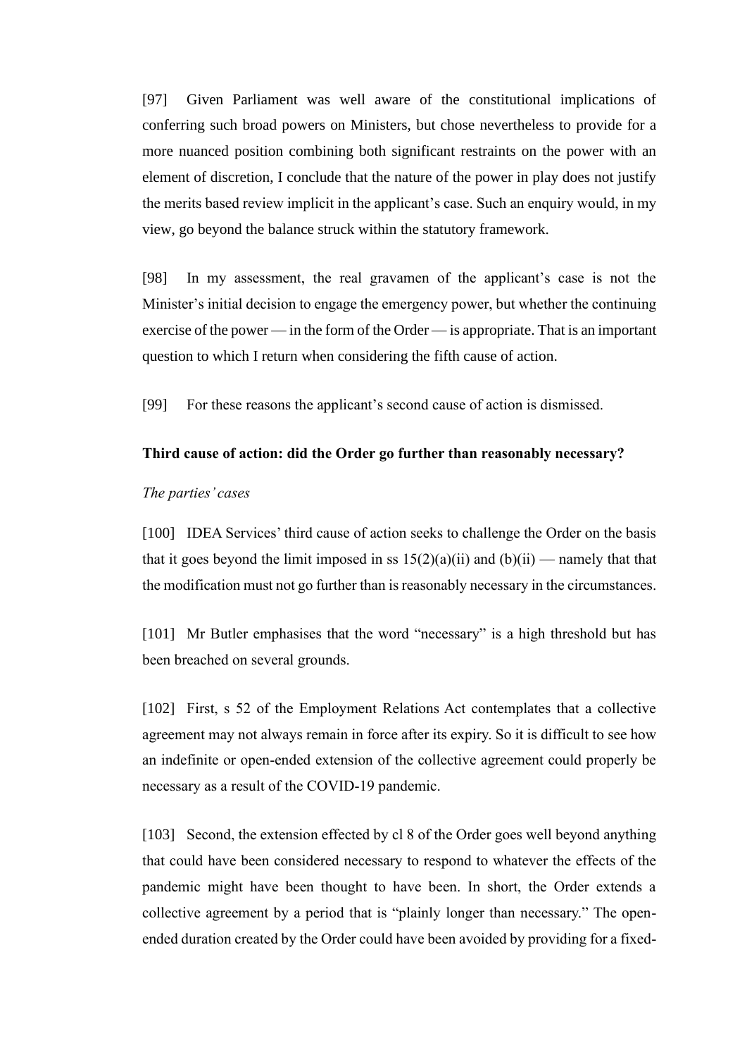[97] Given Parliament was well aware of the constitutional implications of conferring such broad powers on Ministers, but chose nevertheless to provide for a more nuanced position combining both significant restraints on the power with an element of discretion, I conclude that the nature of the power in play does not justify the merits based review implicit in the applicant's case. Such an enquiry would, in my view, go beyond the balance struck within the statutory framework.

[98] In my assessment, the real gravamen of the applicant's case is not the Minister's initial decision to engage the emergency power, but whether the continuing exercise of the power — in the form of the Order — is appropriate. That is an important question to which I return when considering the fifth cause of action.

[99] For these reasons the applicant's second cause of action is dismissed.

**Third cause of action: did the Order go further than reasonably necessary?**

*The parties' cases*

[100] IDEA Services' third cause of action seeks to challenge the Order on the basis that it goes beyond the limit imposed in ss 15(2)(a)(ii) and (b)(ii) — namely that that the modification must not go further than is reasonably necessary in the circumstances.

[101] Mr Butler emphasises that the word "necessary" is a high threshold but has been breached on several grounds.

[102] First, s 52 of the Employment Relations Act contemplates that a collective agreement may not always remain in force after its expiry. So it is difficult to see how an indefinite or open-ended extension of the collective agreement could properly be necessary as a result of the COVID-19 pandemic.

[103] Second, the extension effected by cl 8 of the Order goes well beyond anything that could have been considered necessary to respond to whatever the effects of the pandemic might have been thought to have been. In short, the Order extends a collective agreement by a period that is "plainly longer than necessary." The open-ended duration created by the Order could have been avoided by providing for a fixed-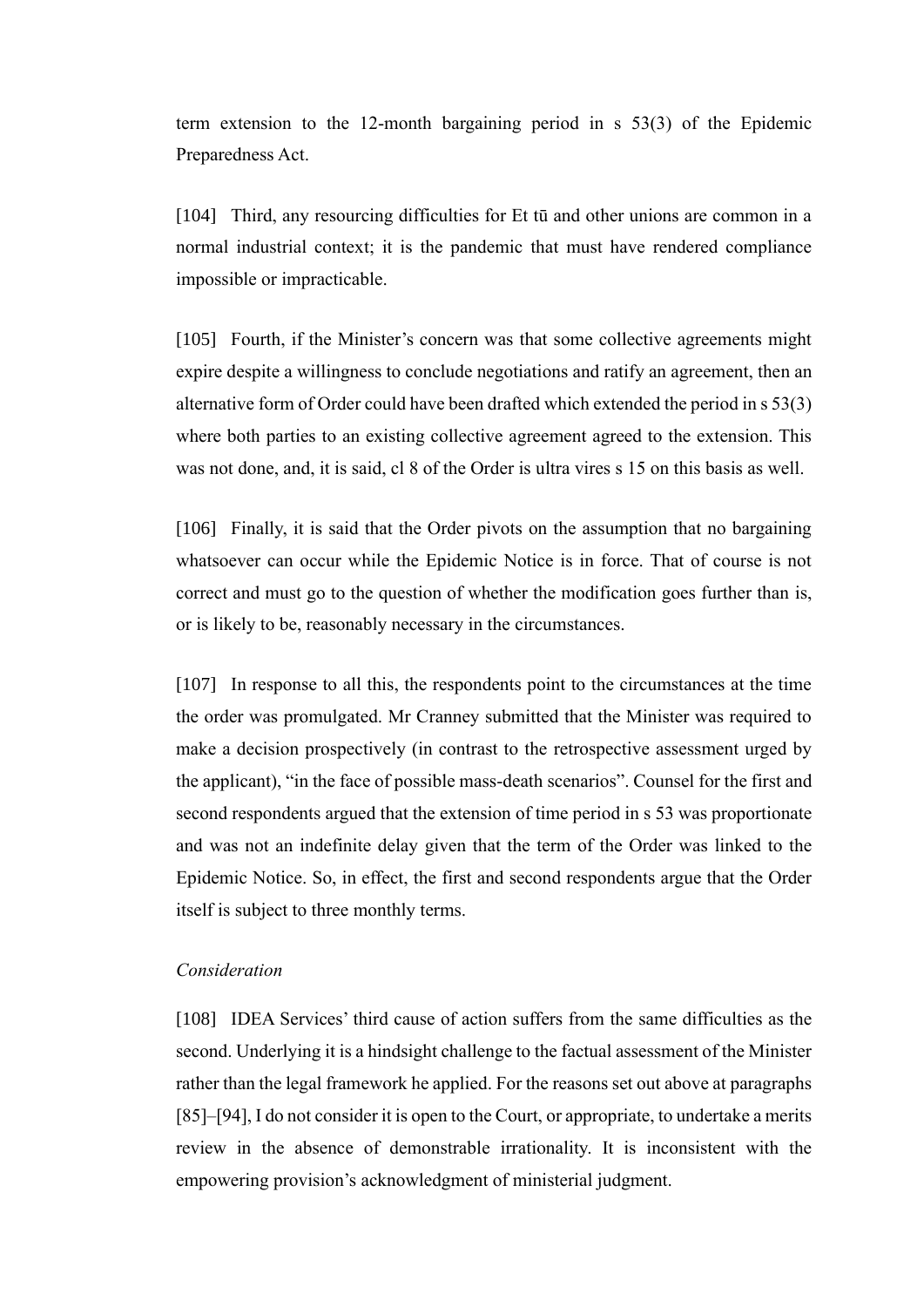term extension to the 12-month bargaining period in s 53(3) of the Epidemic Preparedness Act.

[104] Third, any resourcing difficulties for Et tū and other unions are common in a normal industrial context; it is the pandemic that must have rendered compliance impossible or impracticable.

[105] Fourth, if the Minister's concern was that some collective agreements might expire despite a willingness to conclude negotiations and ratify an agreement, then an alternative form of Order could have been drafted which extended the period in s 53(3) where both parties to an existing collective agreement agreed to the extension. This was not done, and, it is said, cl 8 of the Order is ultra vires s 15 on this basis as well.

[106] Finally, it is said that the Order pivots on the assumption that no bargaining whatsoever can occur while the Epidemic Notice is in force. That of course is not correct and must go to the question of whether the modification goes further than is, or is likely to be, reasonably necessary in the circumstances.

[107] In response to all this, the respondents point to the circumstances at the time the order was promulgated. Mr Cranney submitted that the Minister was required to make a decision prospectively (in contrast to the retrospective assessment urged by the applicant), "in the face of possible mass-death scenarios". Counsel for the first and second respondents argued that the extension of time period in s 53 was proportionate and was not an indefinite delay given that the term of the Order was linked to the Epidemic Notice. So, in effect, the first and second respondents argue that the Order itself is subject to three monthly terms.

*Consideration*

[108] IDEA Services' third cause of action suffers from the same difficulties as the second. Underlying it is a hindsight challenge to the factual assessment of the Minister rather than the legal framework he applied. For the reasons set out above at paragraphs [85]–[94], I do not consider it is open to the Court, or appropriate, to undertake a merits review in the absence of demonstrable irrationality. It is inconsistent with the empowering provision's acknowledgment of ministerial judgment.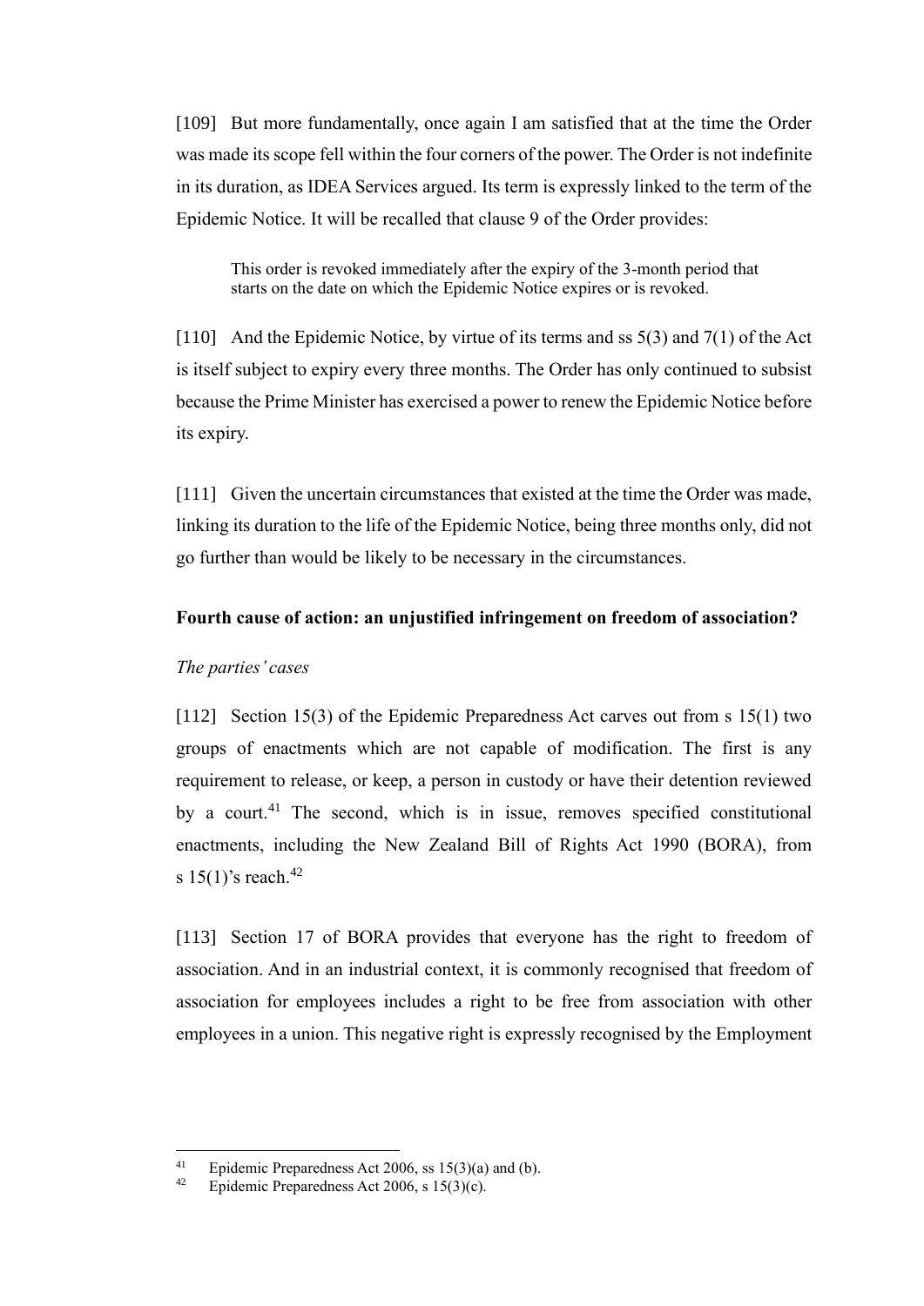[109] But more fundamentally, once again I am satisfied that at the time the Order was made its scope fell within the four corners of the power. The Order is not indefinite in its duration, as IDEA Services argued. Its term is expressly linked to the term of the Epidemic Notice. It will be recalled that clause 9 of the Order provides:

> This order is revoked immediately after the expiry of the 3-month period that starts on the date on which the Epidemic Notice expires or is revoked.

[110] And the Epidemic Notice, by virtue of its terms and ss 5(3) and 7(1) of the Act is itself subject to expiry every three months. The Order has only continued to subsist because the Prime Minister has exercised a power to renew the Epidemic Notice before its expiry.

[111] Given the uncertain circumstances that existed at the time the Order was made, linking its duration to the life of the Epidemic Notice, being three months only, did not go further than would be likely to be necessary in the circumstances.

**Fourth cause of action: an unjustified infringement on freedom of association?**

*The parties' cases*

[112] Section 15(3) of the Epidemic Preparedness Act carves out from s 15(1) two groups of enactments which are not capable of modification. The first is any requirement to release, or keep, a person in custody or have their detention reviewed by a court.[41] The second, which is in issue, removes specified constitutional enactments, including the New Zealand Bill of Rights Act 1990 (BORA), from s 15(1)'s reach.[42]

[113] Section 17 of BORA provides that everyone has the right to freedom of association. And in an industrial context, it is commonly recognised that freedom of association for employees includes a right to be free from association with other employees in a union. This negative right is expressly recognised by the Employment

---

[41] Epidemic Preparedness Act 2006, ss 15(3)(a) and (b).

[42] Epidemic Preparedness Act 2006, s 15(3)(c).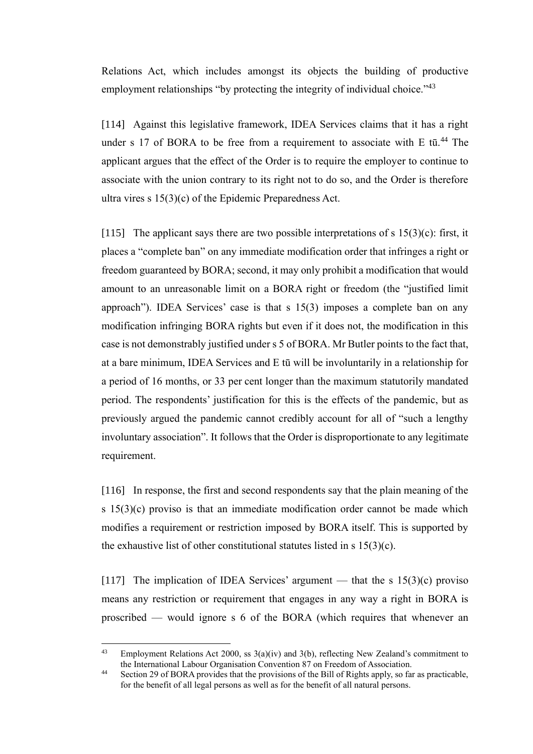Relations Act, which includes amongst its objects the building of productive employment relationships "by protecting the integrity of individual choice."[43]

[114] Against this legislative framework, IDEA Services claims that it has a right under s 17 of BORA to be free from a requirement to associate with E tū.[44] The applicant argues that the effect of the Order is to require the employer to continue to associate with the union contrary to its right not to do so, and the Order is therefore ultra vires s 15(3)(c) of the Epidemic Preparedness Act.

[115] The applicant says there are two possible interpretations of s 15(3)(c): first, it places a "complete ban" on any immediate modification order that infringes a right or freedom guaranteed by BORA; second, it may only prohibit a modification that would amount to an unreasonable limit on a BORA right or freedom (the "justified limit approach"). IDEA Services' case is that s 15(3) imposes a complete ban on any modification infringing BORA rights but even if it does not, the modification in this case is not demonstrably justified under s 5 of BORA. Mr Butler points to the fact that, at a bare minimum, IDEA Services and E tū will be involuntarily in a relationship for a period of 16 months, or 33 per cent longer than the maximum statutorily mandated period. The respondents' justification for this is the effects of the pandemic, but as previously argued the pandemic cannot credibly account for all of "such a lengthy involuntary association". It follows that the Order is disproportionate to any legitimate requirement.

[116] In response, the first and second respondents say that the plain meaning of the s 15(3)(c) proviso is that an immediate modification order cannot be made which modifies a requirement or restriction imposed by BORA itself. This is supported by the exhaustive list of other constitutional statutes listed in s 15(3)(c).

[117] The implication of IDEA Services' argument — that the s 15(3)(c) proviso means any restriction or requirement that engages in any way a right in BORA is proscribed — would ignore s 6 of the BORA (which requires that whenever an

---

[43] Employment Relations Act 2000, ss 3(a)(iv) and 3(b), reflecting New Zealand's commitment to the International Labour Organisation Convention 87 on Freedom of Association.

[44] Section 29 of BORA provides that the provisions of the Bill of Rights apply, so far as practicable, for the benefit of all legal persons as well as for the benefit of all natural persons.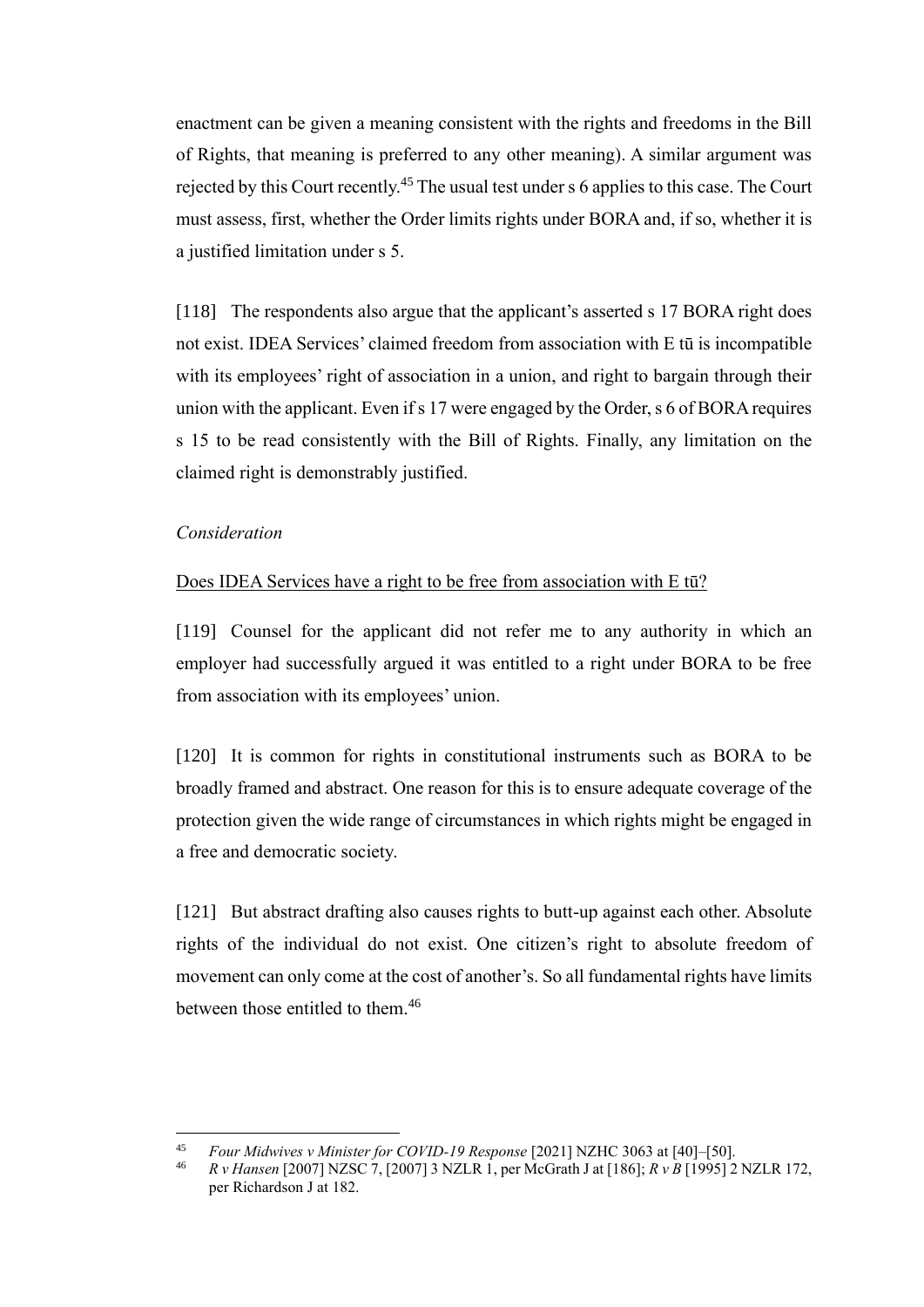enactment can be given a meaning consistent with the rights and freedoms in the Bill of Rights, that meaning is preferred to any other meaning). A similar argument was rejected by this Court recently.[45] The usual test under s 6 applies to this case. The Court must assess, first, whether the Order limits rights under BORA and, if so, whether it is a justified limitation under s 5.

[118] The respondents also argue that the applicant's asserted s 17 BORA right does not exist. IDEA Services' claimed freedom from association with E tū is incompatible with its employees' right of association in a union, and right to bargain through their union with the applicant. Even if s 17 were engaged by the Order, s 6 of BORA requires s 15 to be read consistently with the Bill of Rights. Finally, any limitation on the claimed right is demonstrably justified.

*Consideration*

<u>Does IDEA Services have a right to be free from association with E tū?</u>

[119] Counsel for the applicant did not refer me to any authority in which an employer had successfully argued it was entitled to a right under BORA to be free from association with its employees' union.

[120] It is common for rights in constitutional instruments such as BORA to be broadly framed and abstract. One reason for this is to ensure adequate coverage of the protection given the wide range of circumstances in which rights might be engaged in a free and democratic society.

[121] But abstract drafting also causes rights to butt-up against each other. Absolute rights of the individual do not exist. One citizen's right to absolute freedom of movement can only come at the cost of another's. So all fundamental rights have limits between those entitled to them.[46]

---

[45] *Four Midwives v Minister for COVID-19 Response* [2021] NZHC 3063 at [40]–[50].

[46] *R v Hansen* [2007] NZSC 7, [2007] 3 NZLR 1, per McGrath J at [186]; *R v B* [1995] 2 NZLR 172, per Richardson J at 182.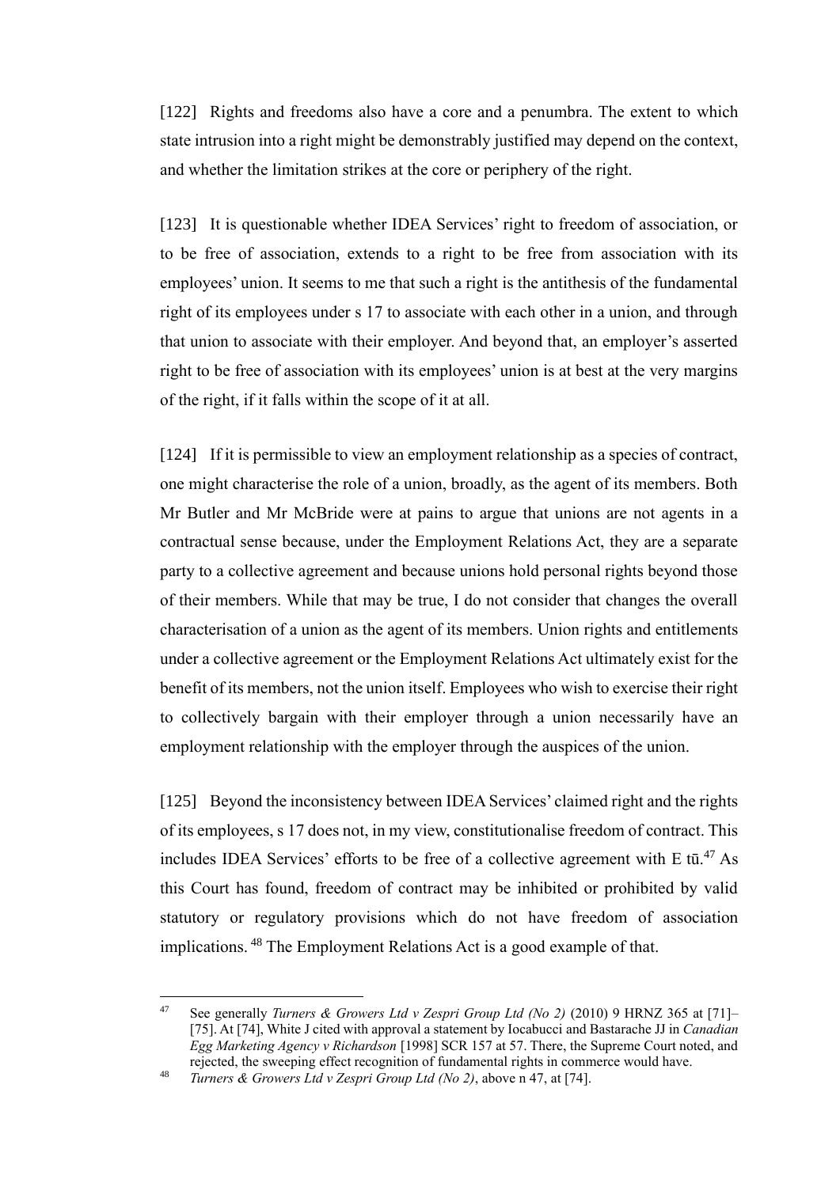[122] Rights and freedoms also have a core and a penumbra. The extent to which state intrusion into a right might be demonstrably justified may depend on the context, and whether the limitation strikes at the core or periphery of the right.

[123] It is questionable whether IDEA Services' right to freedom of association, or to be free of association, extends to a right to be free from association with its employees' union. It seems to me that such a right is the antithesis of the fundamental right of its employees under s 17 to associate with each other in a union, and through that union to associate with their employer. And beyond that, an employer's asserted right to be free of association with its employees' union is at best at the very margins of the right, if it falls within the scope of it at all.

[124] If it is permissible to view an employment relationship as a species of contract, one might characterise the role of a union, broadly, as the agent of its members. Both Mr Butler and Mr McBride were at pains to argue that unions are not agents in a contractual sense because, under the Employment Relations Act, they are a separate party to a collective agreement and because unions hold personal rights beyond those of their members. While that may be true, I do not consider that changes the overall characterisation of a union as the agent of its members. Union rights and entitlements under a collective agreement or the Employment Relations Act ultimately exist for the benefit of its members, not the union itself. Employees who wish to exercise their right to collectively bargain with their employer through a union necessarily have an employment relationship with the employer through the auspices of the union.

[125] Beyond the inconsistency between IDEA Services' claimed right and the rights of its employees, s 17 does not, in my view, constitutionalise freedom of contract. This includes IDEA Services' efforts to be free of a collective agreement with E tū.[47] As this Court has found, freedom of contract may be inhibited or prohibited by valid statutory or regulatory provisions which do not have freedom of association implications.[48] The Employment Relations Act is a good example of that.

---

[47] See generally *Turners & Growers Ltd v Zespri Group Ltd (No 2)* (2010) 9 HRNZ 365 at [71]–[75]. At [74], White J cited with approval a statement by Iocabucci and Bastarache JJ in *Canadian Egg Marketing Agency v Richardson* [1998] SCR 157 at 57. There, the Supreme Court noted, and rejected, the sweeping effect recognition of fundamental rights in commerce would have.

[48] *Turners & Growers Ltd v Zespri Group Ltd (No 2)*, above n 47, at [74].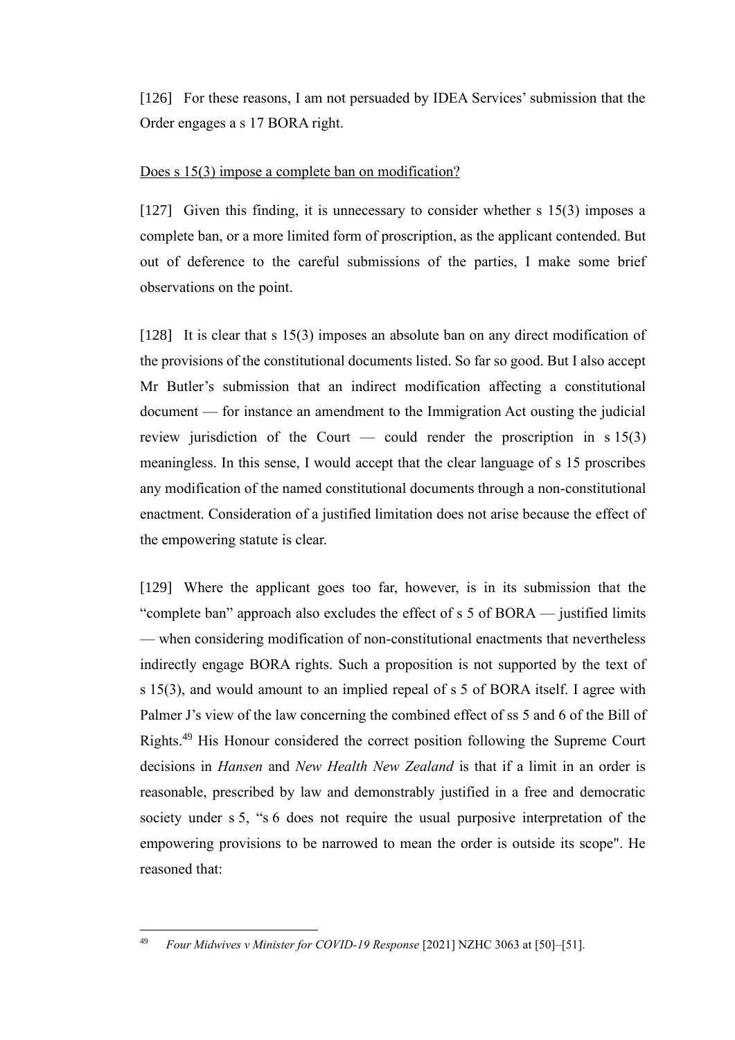[126] For these reasons, I am not persuaded by IDEA Services' submission that the Order engages a s 17 BORA right.

Does s 15(3) impose a complete ban on modification?

[127] Given this finding, it is unnecessary to consider whether s 15(3) imposes a complete ban, or a more limited form of proscription, as the applicant contended. But out of deference to the careful submissions of the parties, I make some brief observations on the point.

[128] It is clear that s 15(3) imposes an absolute ban on any direct modification of the provisions of the constitutional documents listed. So far so good. But I also accept Mr Butler's submission that an indirect modification affecting a constitutional document — for instance an amendment to the Immigration Act ousting the judicial review jurisdiction of the Court — could render the proscription in s 15(3) meaningless. In this sense, I would accept that the clear language of s 15 proscribes any modification of the named constitutional documents through a non-constitutional enactment. Consideration of a justified limitation does not arise because the effect of the empowering statute is clear.

[129] Where the applicant goes too far, however, is in its submission that the "complete ban" approach also excludes the effect of s 5 of BORA — justified limits — when considering modification of non-constitutional enactments that nevertheless indirectly engage BORA rights. Such a proposition is not supported by the text of s 15(3), and would amount to an implied repeal of s 5 of BORA itself. I agree with Palmer J's view of the law concerning the combined effect of ss 5 and 6 of the Bill of Rights.[49] His Honour considered the correct position following the Supreme Court decisions in *Hansen* and *New Health New Zealand* is that if a limit in an order is reasonable, prescribed by law and demonstrably justified in a free and democratic society under s 5, "s 6 does not require the usual purposive interpretation of the empowering provisions to be narrowed to mean the order is outside its scope". He reasoned that:

---

[49] *Four Midwives v Minister for COVID-19 Response* [2021] NZHC 3063 at [50]–[51].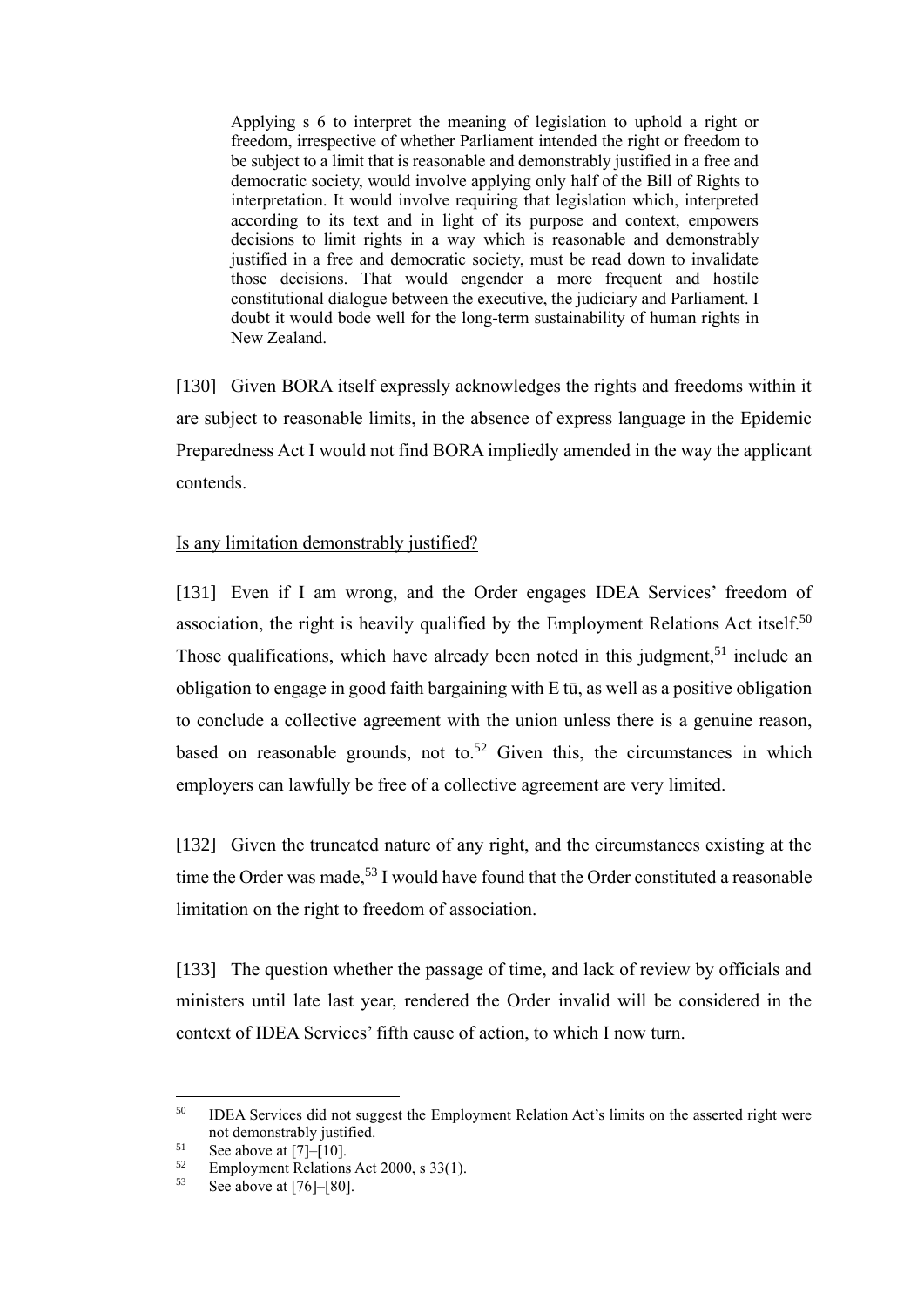> Applying s 6 to interpret the meaning of legislation to uphold a right or freedom, irrespective of whether Parliament intended the right or freedom to be subject to a limit that is reasonable and demonstrably justified in a free and democratic society, would involve applying only half of the Bill of Rights to interpretation. It would involve requiring that legislation which, interpreted according to its text and in light of its purpose and context, empowers decisions to limit rights in a way which is reasonable and demonstrably justified in a free and democratic society, must be read down to invalidate those decisions. That would engender a more frequent and hostile constitutional dialogue between the executive, the judiciary and Parliament. I doubt it would bode well for the long-term sustainability of human rights in New Zealand.

[130] Given BORA itself expressly acknowledges the rights and freedoms within it are subject to reasonable limits, in the absence of express language in the Epidemic Preparedness Act I would not find BORA impliedly amended in the way the applicant contends.

<u>Is any limitation demonstrably justified?</u>

[131] Even if I am wrong, and the Order engages IDEA Services' freedom of association, the right is heavily qualified by the Employment Relations Act itself.[50] Those qualifications, which have already been noted in this judgment,[51] include an obligation to engage in good faith bargaining with E tū, as well as a positive obligation to conclude a collective agreement with the union unless there is a genuine reason, based on reasonable grounds, not to.[52] Given this, the circumstances in which employers can lawfully be free of a collective agreement are very limited.

[132] Given the truncated nature of any right, and the circumstances existing at the time the Order was made,[53] I would have found that the Order constituted a reasonable limitation on the right to freedom of association.

[133] The question whether the passage of time, and lack of review by officials and ministers until late last year, rendered the Order invalid will be considered in the context of IDEA Services' fifth cause of action, to which I now turn.

---

[50] IDEA Services did not suggest the Employment Relation Act's limits on the asserted right were not demonstrably justified.

[51] See above at [7]–[10].

[52] Employment Relations Act 2000, s 33(1).

[53] See above at [76]–[80].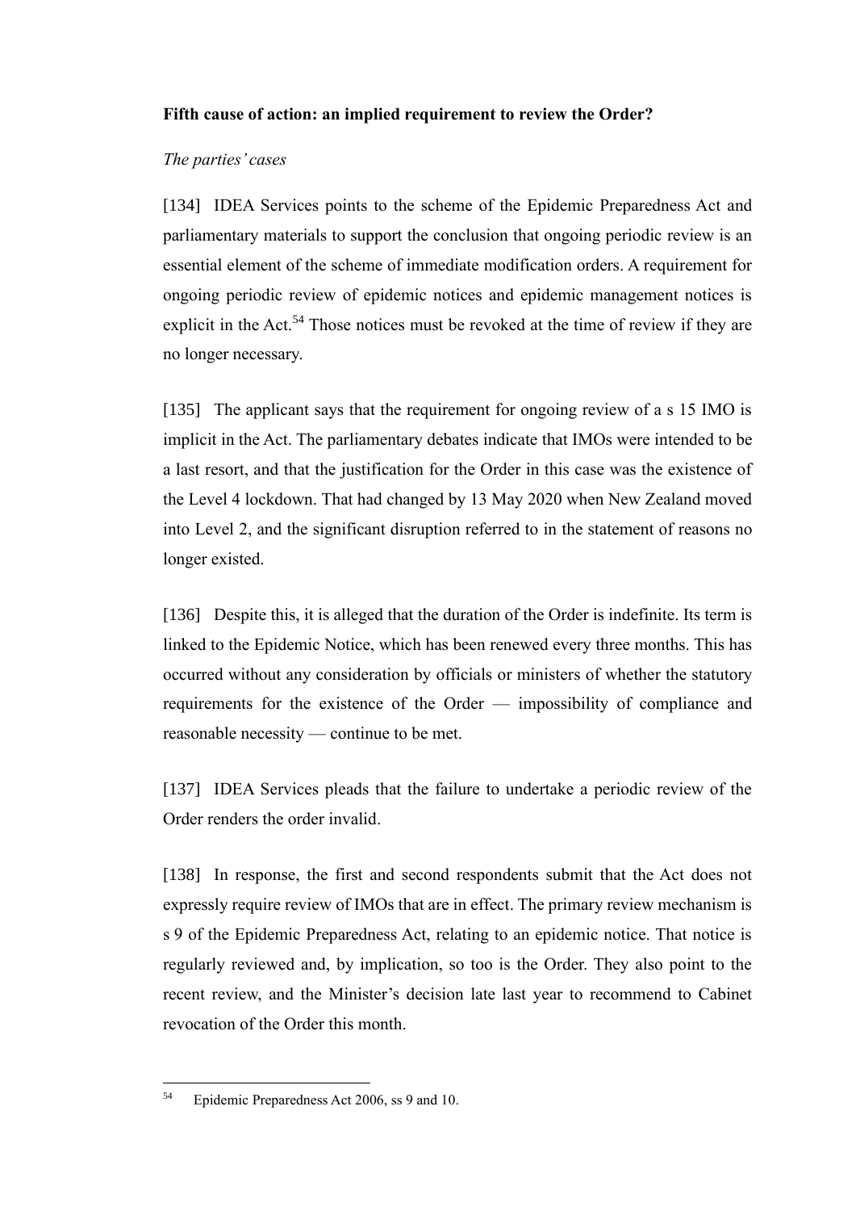**Fifth cause of action: an implied requirement to review the Order?**

*The parties' cases*

[134] IDEA Services points to the scheme of the Epidemic Preparedness Act and parliamentary materials to support the conclusion that ongoing periodic review is an essential element of the scheme of immediate modification orders. A requirement for ongoing periodic review of epidemic notices and epidemic management notices is explicit in the Act.[54] Those notices must be revoked at the time of review if they are no longer necessary.

[135] The applicant says that the requirement for ongoing review of a s 15 IMO is implicit in the Act. The parliamentary debates indicate that IMOs were intended to be a last resort, and that the justification for the Order in this case was the existence of the Level 4 lockdown. That had changed by 13 May 2020 when New Zealand moved into Level 2, and the significant disruption referred to in the statement of reasons no longer existed.

[136] Despite this, it is alleged that the duration of the Order is indefinite. Its term is linked to the Epidemic Notice, which has been renewed every three months. This has occurred without any consideration by officials or ministers of whether the statutory requirements for the existence of the Order — impossibility of compliance and reasonable necessity — continue to be met.

[137] IDEA Services pleads that the failure to undertake a periodic review of the Order renders the order invalid.

[138] In response, the first and second respondents submit that the Act does not expressly require review of IMOs that are in effect. The primary review mechanism is s 9 of the Epidemic Preparedness Act, relating to an epidemic notice. That notice is regularly reviewed and, by implication, so too is the Order. They also point to the recent review, and the Minister's decision late last year to recommend to Cabinet revocation of the Order this month.

---

[54] Epidemic Preparedness Act 2006, ss 9 and 10.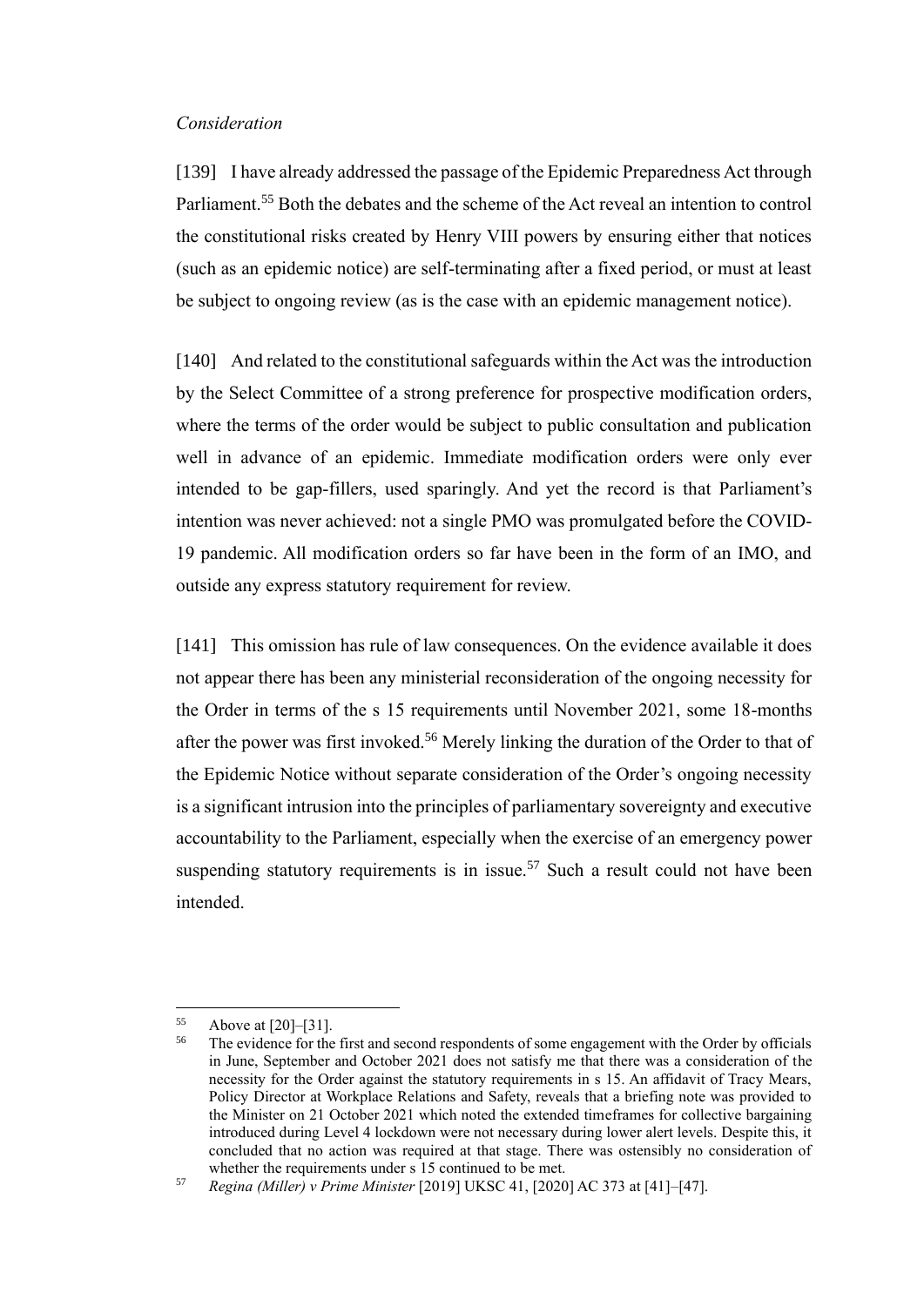*Consideration*

[139] I have already addressed the passage of the Epidemic Preparedness Act through Parliament.[55] Both the debates and the scheme of the Act reveal an intention to control the constitutional risks created by Henry VIII powers by ensuring either that notices (such as an epidemic notice) are self-terminating after a fixed period, or must at least be subject to ongoing review (as is the case with an epidemic management notice).

[140] And related to the constitutional safeguards within the Act was the introduction by the Select Committee of a strong preference for prospective modification orders, where the terms of the order would be subject to public consultation and publication well in advance of an epidemic. Immediate modification orders were only ever intended to be gap-fillers, used sparingly. And yet the record is that Parliament's intention was never achieved: not a single PMO was promulgated before the COVID-19 pandemic. All modification orders so far have been in the form of an IMO, and outside any express statutory requirement for review.

[141] This omission has rule of law consequences. On the evidence available it does not appear there has been any ministerial reconsideration of the ongoing necessity for the Order in terms of the s 15 requirements until November 2021, some 18-months after the power was first invoked.[56] Merely linking the duration of the Order to that of the Epidemic Notice without separate consideration of the Order's ongoing necessity is a significant intrusion into the principles of parliamentary sovereignty and executive accountability to the Parliament, especially when the exercise of an emergency power suspending statutory requirements is in issue.[57] Such a result could not have been intended.

---

[55] Above at [20]–[31].

[56] The evidence for the first and second respondents of some engagement with the Order by officials in June, September and October 2021 does not satisfy me that there was a consideration of the necessity for the Order against the statutory requirements in s 15. An affidavit of Tracy Mears, Policy Director at Workplace Relations and Safety, reveals that a briefing note was provided to the Minister on 21 October 2021 which noted the extended timeframes for collective bargaining introduced during Level 4 lockdown were not necessary during lower alert levels. Despite this, it concluded that no action was required at that stage. There was ostensibly no consideration of whether the requirements under s 15 continued to be met.

[57] *Regina (Miller) v Prime Minister* [2019] UKSC 41, [2020] AC 373 at [41]–[47].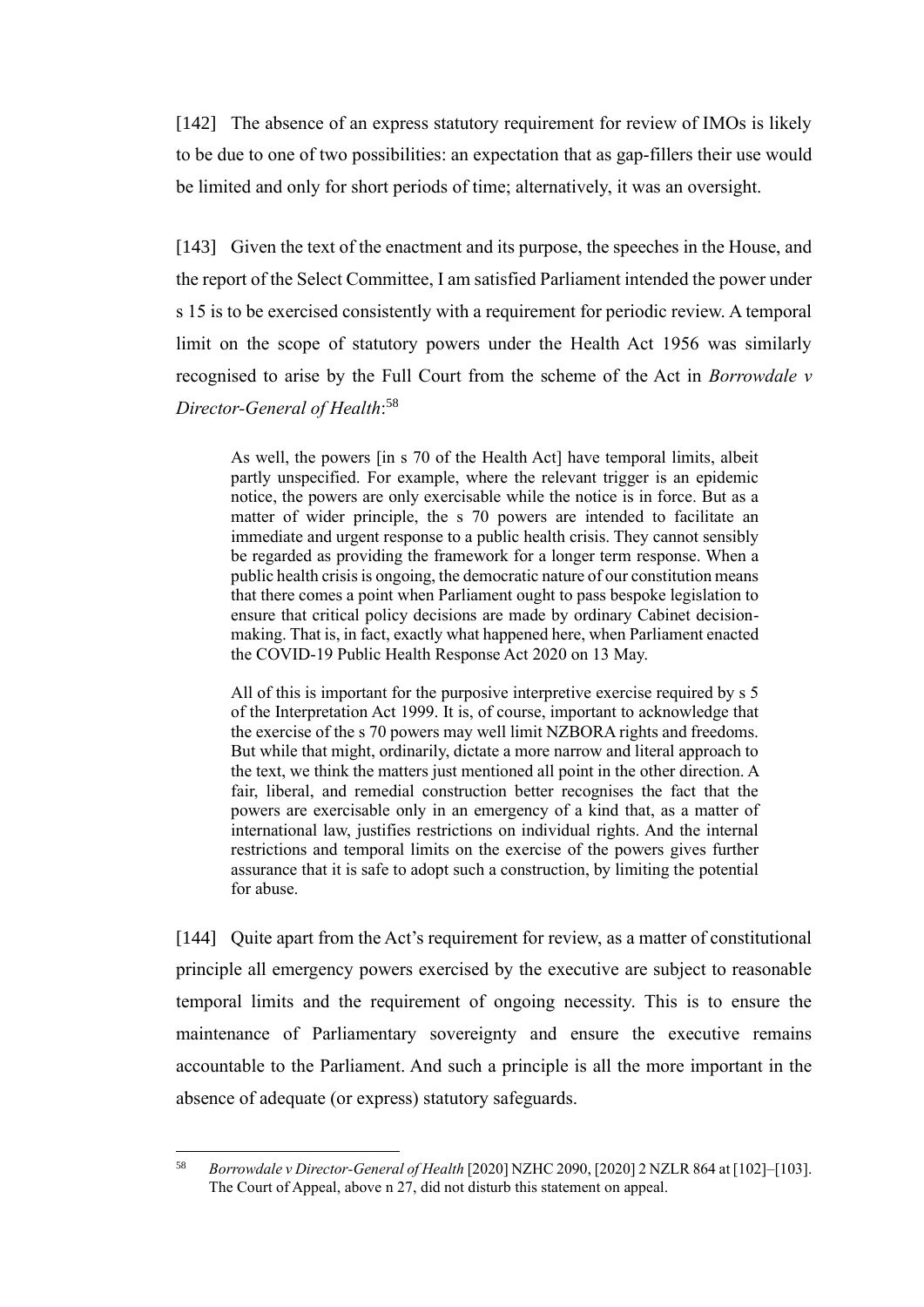[142] The absence of an express statutory requirement for review of IMOs is likely to be due to one of two possibilities: an expectation that as gap-fillers their use would be limited and only for short periods of time; alternatively, it was an oversight.

[143] Given the text of the enactment and its purpose, the speeches in the House, and the report of the Select Committee, I am satisfied Parliament intended the power under s 15 is to be exercised consistently with a requirement for periodic review. A temporal limit on the scope of statutory powers under the Health Act 1956 was similarly recognised to arise by the Full Court from the scheme of the Act in *Borrowdale v Director-General of Health*:[58]

> As well, the powers [in s 70 of the Health Act] have temporal limits, albeit partly unspecified. For example, where the relevant trigger is an epidemic notice, the powers are only exercisable while the notice is in force. But as a matter of wider principle, the s 70 powers are intended to facilitate an immediate and urgent response to a public health crisis. They cannot sensibly be regarded as providing the framework for a longer term response. When a public health crisis is ongoing, the democratic nature of our constitution means that there comes a point when Parliament ought to pass bespoke legislation to ensure that critical policy decisions are made by ordinary Cabinet decision-making. That is, in fact, exactly what happened here, when Parliament enacted the COVID-19 Public Health Response Act 2020 on 13 May.
>
> All of this is important for the purposive interpretive exercise required by s 5 of the Interpretation Act 1999. It is, of course, important to acknowledge that the exercise of the s 70 powers may well limit NZBORA rights and freedoms. But while that might, ordinarily, dictate a more narrow and literal approach to the text, we think the matters just mentioned all point in the other direction. A fair, liberal, and remedial construction better recognises the fact that the powers are exercisable only in an emergency of a kind that, as a matter of international law, justifies restrictions on individual rights. And the internal restrictions and temporal limits on the exercise of the powers gives further assurance that it is safe to adopt such a construction, by limiting the potential for abuse.

[144] Quite apart from the Act's requirement for review, as a matter of constitutional principle all emergency powers exercised by the executive are subject to reasonable temporal limits and the requirement of ongoing necessity. This is to ensure the maintenance of Parliamentary sovereignty and ensure the executive remains accountable to the Parliament. And such a principle is all the more important in the absence of adequate (or express) statutory safeguards.

---

[58] *Borrowdale v Director-General of Health* [2020] NZHC 2090, [2020] 2 NZLR 864 at [102]–[103]. The Court of Appeal, above n 27, did not disturb this statement on appeal.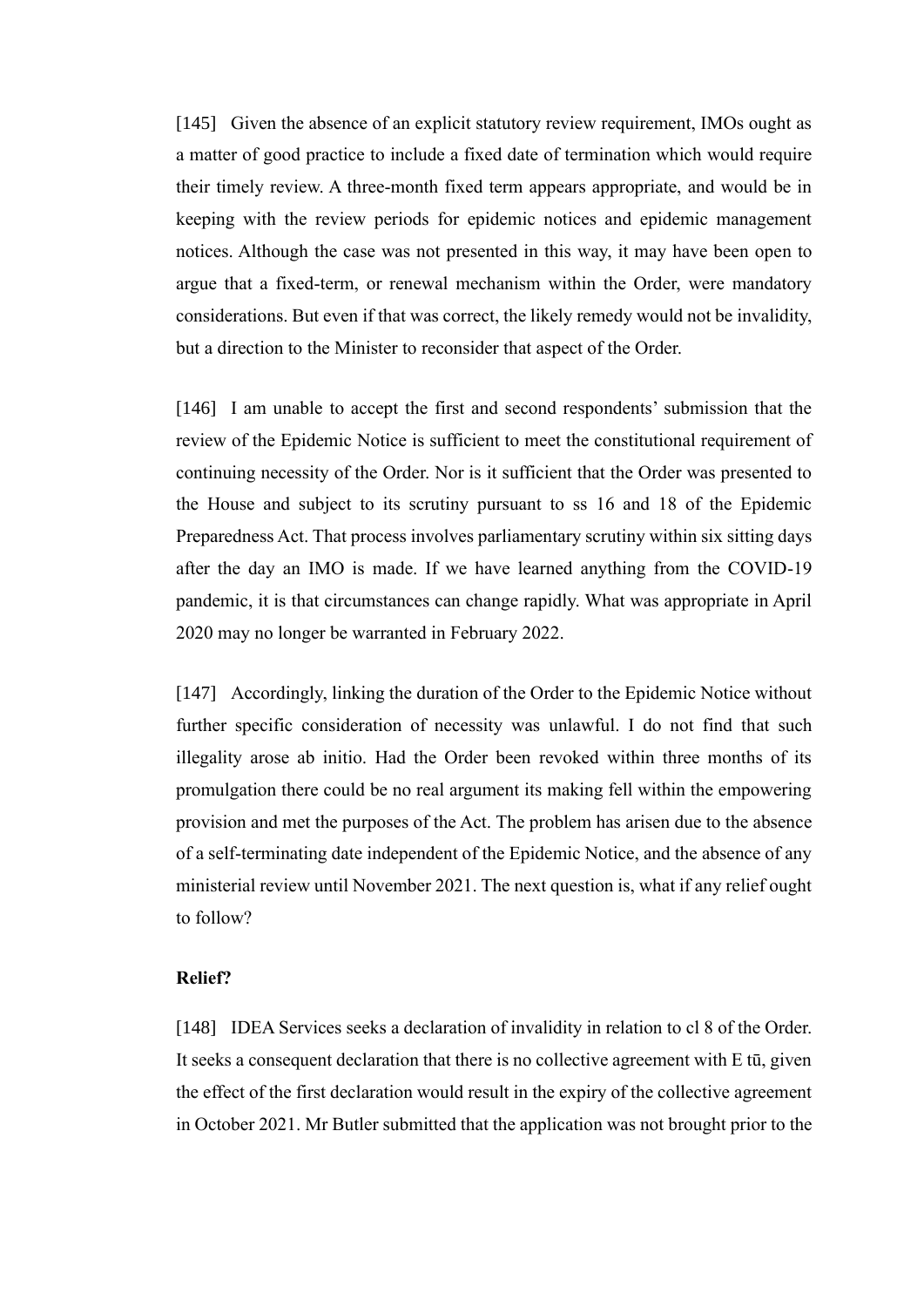[145] Given the absence of an explicit statutory review requirement, IMOs ought as a matter of good practice to include a fixed date of termination which would require their timely review. A three-month fixed term appears appropriate, and would be in keeping with the review periods for epidemic notices and epidemic management notices. Although the case was not presented in this way, it may have been open to argue that a fixed-term, or renewal mechanism within the Order, were mandatory considerations. But even if that was correct, the likely remedy would not be invalidity, but a direction to the Minister to reconsider that aspect of the Order.

[146] I am unable to accept the first and second respondents' submission that the review of the Epidemic Notice is sufficient to meet the constitutional requirement of continuing necessity of the Order. Nor is it sufficient that the Order was presented to the House and subject to its scrutiny pursuant to ss 16 and 18 of the Epidemic Preparedness Act. That process involves parliamentary scrutiny within six sitting days after the day an IMO is made. If we have learned anything from the COVID-19 pandemic, it is that circumstances can change rapidly. What was appropriate in April 2020 may no longer be warranted in February 2022.

[147] Accordingly, linking the duration of the Order to the Epidemic Notice without further specific consideration of necessity was unlawful. I do not find that such illegality arose ab initio. Had the Order been revoked within three months of its promulgation there could be no real argument its making fell within the empowering provision and met the purposes of the Act. The problem has arisen due to the absence of a self-terminating date independent of the Epidemic Notice, and the absence of any ministerial review until November 2021. The next question is, what if any relief ought to follow?

**Relief?**

[148] IDEA Services seeks a declaration of invalidity in relation to cl 8 of the Order. It seeks a consequent declaration that there is no collective agreement with E tū, given the effect of the first declaration would result in the expiry of the collective agreement in October 2021. Mr Butler submitted that the application was not brought prior to the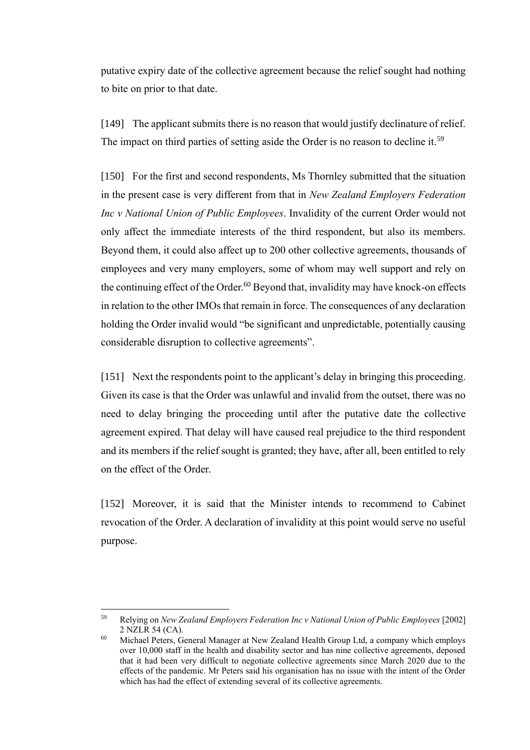putative expiry date of the collective agreement because the relief sought had nothing to bite on prior to that date.

[149] The applicant submits there is no reason that would justify declinature of relief. The impact on third parties of setting aside the Order is no reason to decline it.[59]

[150] For the first and second respondents, Ms Thornley submitted that the situation in the present case is very different from that in *New Zealand Employers Federation Inc v National Union of Public Employees*. Invalidity of the current Order would not only affect the immediate interests of the third respondent, but also its members. Beyond them, it could also affect up to 200 other collective agreements, thousands of employees and very many employers, some of whom may well support and rely on the continuing effect of the Order.[60] Beyond that, invalidity may have knock-on effects in relation to the other IMOs that remain in force. The consequences of any declaration holding the Order invalid would "be significant and unpredictable, potentially causing considerable disruption to collective agreements".

[151] Next the respondents point to the applicant's delay in bringing this proceeding. Given its case is that the Order was unlawful and invalid from the outset, there was no need to delay bringing the proceeding until after the putative date the collective agreement expired. That delay will have caused real prejudice to the third respondent and its members if the relief sought is granted; they have, after all, been entitled to rely on the effect of the Order.

[152] Moreover, it is said that the Minister intends to recommend to Cabinet revocation of the Order. A declaration of invalidity at this point would serve no useful purpose.

---

[59] Relying on *New Zealand Employers Federation Inc v National Union of Public Employees* [2002] 2 NZLR 54 (CA).

[60] Michael Peters, General Manager at New Zealand Health Group Ltd, a company which employs over 10,000 staff in the health and disability sector and has nine collective agreements, deposed that it had been very difficult to negotiate collective agreements since March 2020 due to the effects of the pandemic. Mr Peters said his organisation has no issue with the intent of the Order which has had the effect of extending several of its collective agreements.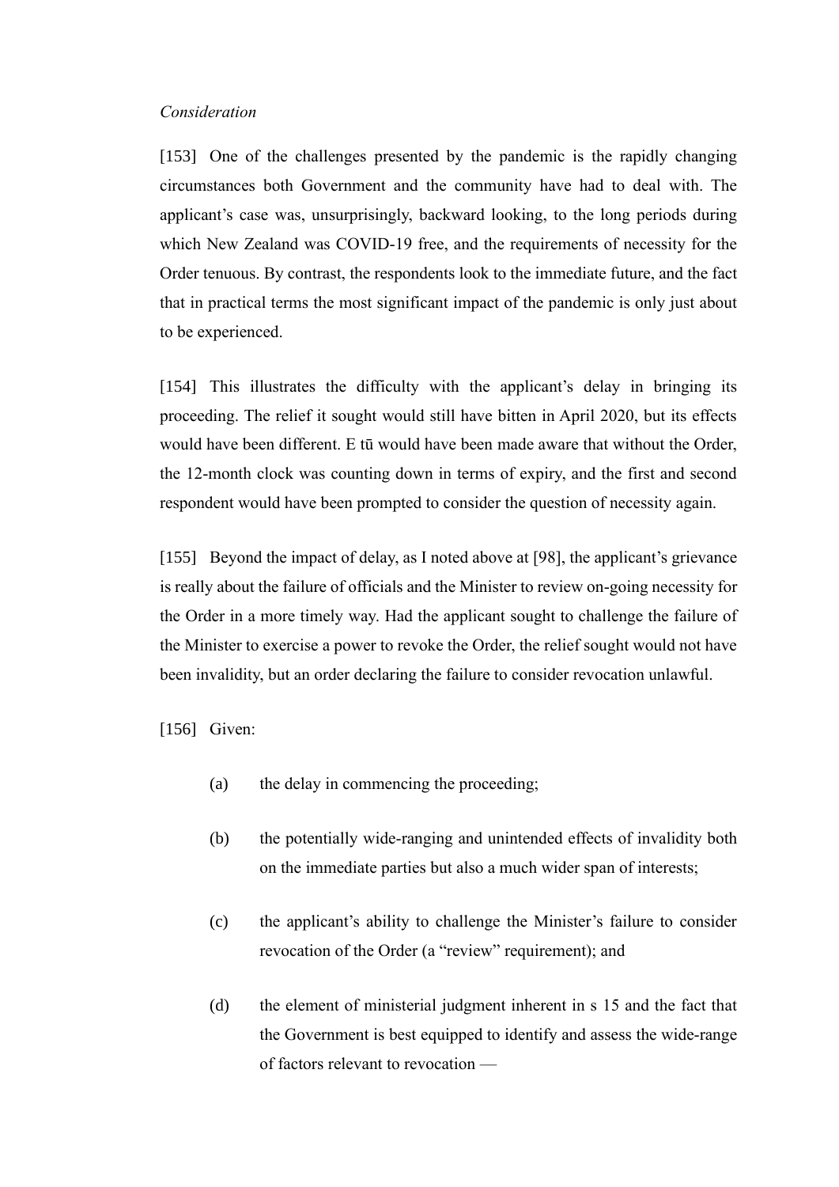*Consideration*

[153] One of the challenges presented by the pandemic is the rapidly changing circumstances both Government and the community have had to deal with. The applicant's case was, unsurprisingly, backward looking, to the long periods during which New Zealand was COVID-19 free, and the requirements of necessity for the Order tenuous. By contrast, the respondents look to the immediate future, and the fact that in practical terms the most significant impact of the pandemic is only just about to be experienced.

[154] This illustrates the difficulty with the applicant's delay in bringing its proceeding. The relief it sought would still have bitten in April 2020, but its effects would have been different. E tū would have been made aware that without the Order, the 12-month clock was counting down in terms of expiry, and the first and second respondent would have been prompted to consider the question of necessity again.

[155] Beyond the impact of delay, as I noted above at [98], the applicant's grievance is really about the failure of officials and the Minister to review on-going necessity for the Order in a more timely way. Had the applicant sought to challenge the failure of the Minister to exercise a power to revoke the Order, the relief sought would not have been invalidity, but an order declaring the failure to consider revocation unlawful.

[156] Given:

(a) the delay in commencing the proceeding;

(b) the potentially wide-ranging and unintended effects of invalidity both on the immediate parties but also a much wider span of interests;

(c) the applicant's ability to challenge the Minister's failure to consider revocation of the Order (a "review" requirement); and

(d) the element of ministerial judgment inherent in s 15 and the fact that the Government is best equipped to identify and assess the wide-range of factors relevant to revocation —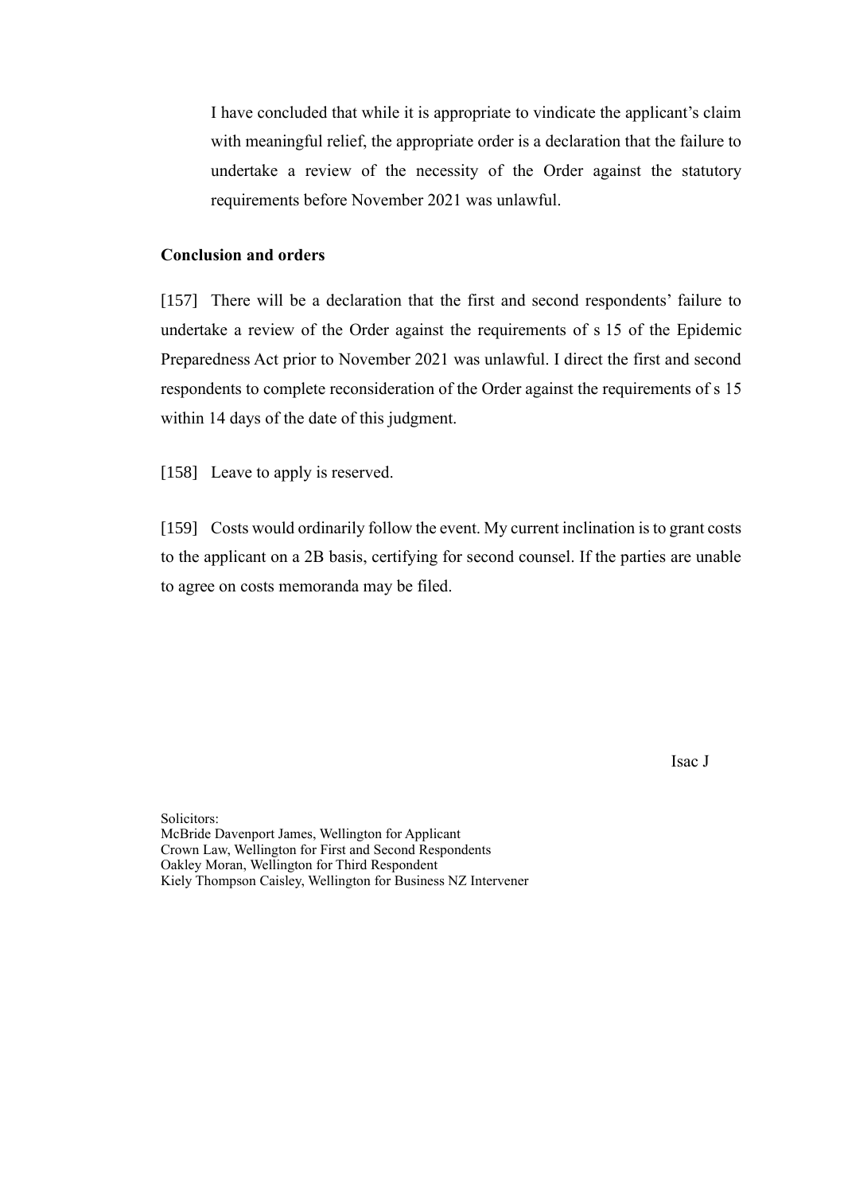> I have concluded that while it is appropriate to vindicate the applicant's claim with meaningful relief, the appropriate order is a declaration that the failure to undertake a review of the necessity of the Order against the statutory requirements before November 2021 was unlawful.

**Conclusion and orders**

[157] There will be a declaration that the first and second respondents' failure to undertake a review of the Order against the requirements of s 15 of the Epidemic Preparedness Act prior to November 2021 was unlawful. I direct the first and second respondents to complete reconsideration of the Order against the requirements of s 15 within 14 days of the date of this judgment.

[158] Leave to apply is reserved.

[159] Costs would ordinarily follow the event. My current inclination is to grant costs to the applicant on a 2B basis, certifying for second counsel. If the parties are unable to agree on costs memoranda may be filed.

Isac J

Solicitors:
McBride Davenport James, Wellington for Applicant
Crown Law, Wellington for First and Second Respondents
Oakley Moran, Wellington for Third Respondent
Kiely Thompson Caisley, Wellington for Business NZ Intervener